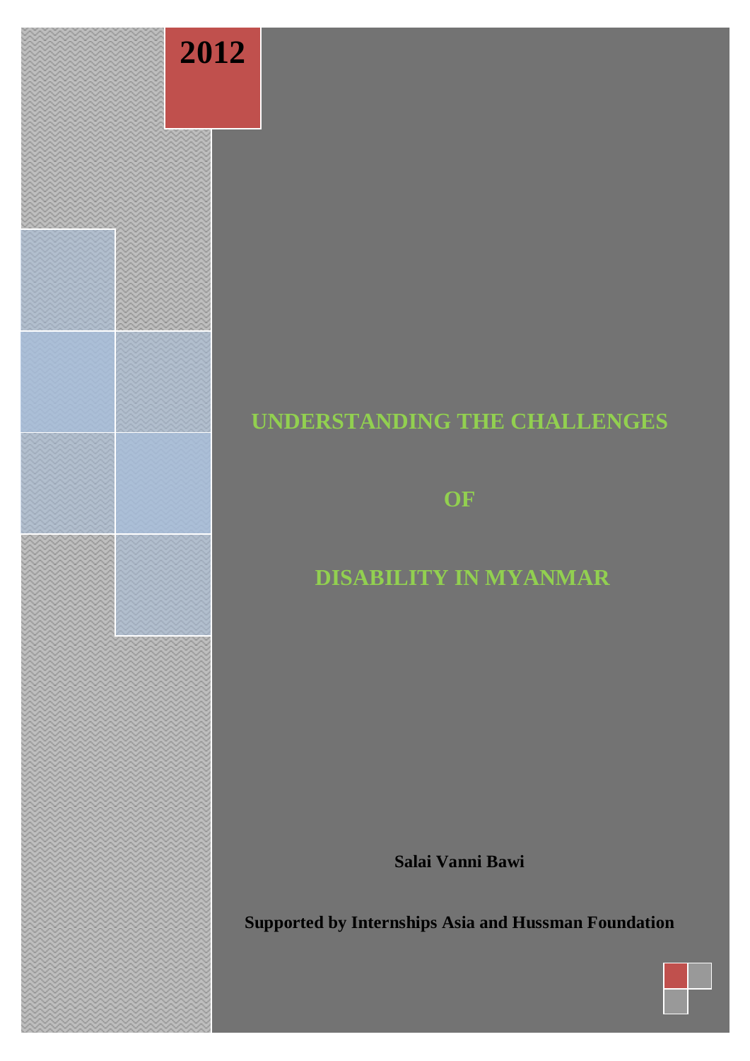2012

# UNDERSTANDING THE CHALLENGES OF DISABILITY IN MYANMAR

**Salai Vanni Bawi**

**Supported by Internships Asia and Hussman Foundation**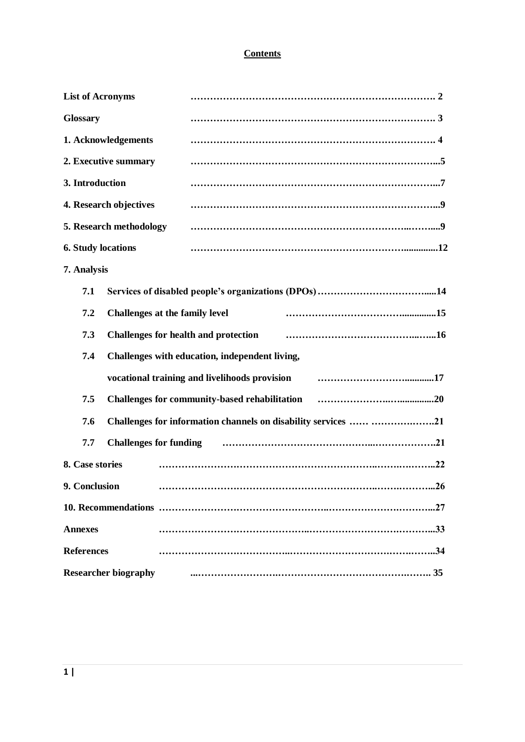# Contents

| | |
|---|---|
| **List of Acronyms** | **2** |
| **Glossary** | **3** |
| **1. Acknowledgements** | **4** |
| **2. Executive summary** | **5** |
| **3. Introduction** | **7** |
| **4. Research objectives** | **9** |
| **5. Research methodology** | **9** |
| **6. Study locations** | **12** |
| **7. Analysis** | |
| **7.1 Services of disabled people's organizations (DPOs)** | **14** |
| **7.2 Challenges at the family level** | **15** |
| **7.3 Challenges for health and protection** | **16** |
| **7.4 Challenges with education, independent living, vocational training and livelihoods provision** | **17** |
| **7.5 Challenges for community-based rehabilitation** | **20** |
| **7.6 Challenges for information channels on disability services** | **21** |
| **7.7 Challenges for funding** | **21** |
| **8. Case stories** | **22** |
| **9. Conclusion** | **26** |
| **10. Recommendations** | **27** |
| **Annexes** | **33** |
| **References** | **34** |
| **Researcher biography** | **35** |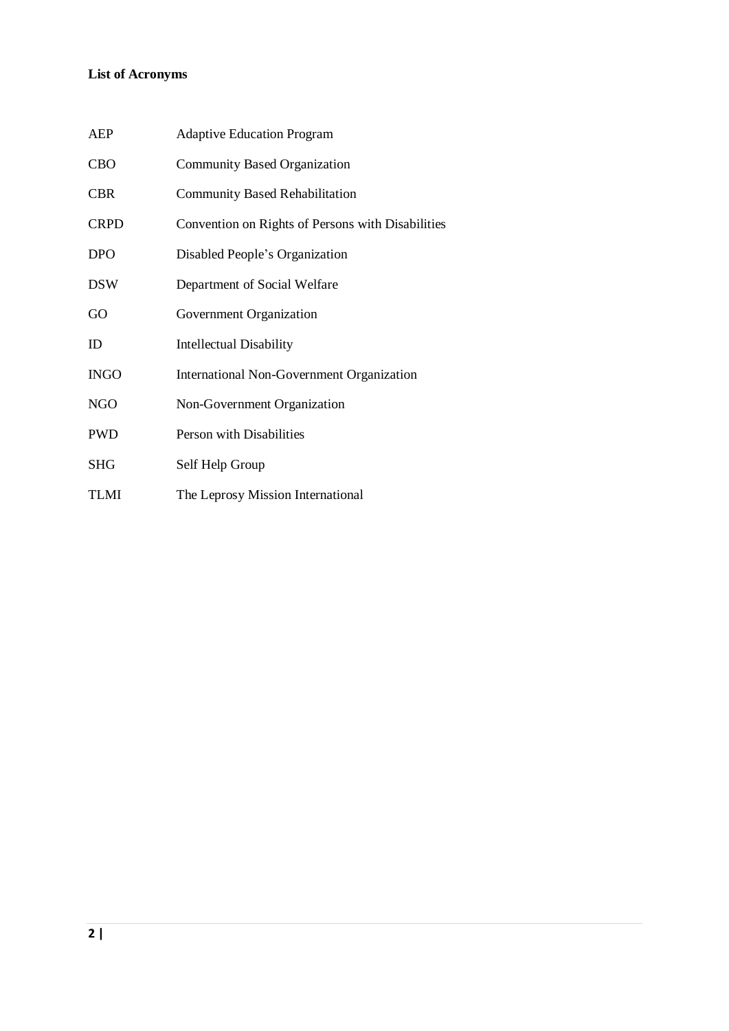**List of Acronyms**

| | |
|---|---|
| AEP | Adaptive Education Program |
| CBO | Community Based Organization |
| CBR | Community Based Rehabilitation |
| CRPD | Convention on Rights of Persons with Disabilities |
| DPO | Disabled People's Organization |
| DSW | Department of Social Welfare |
| GO | Government Organization |
| ID | Intellectual Disability |
| INGO | International Non-Government Organization |
| NGO | Non-Government Organization |
| PWD | Person with Disabilities |
| SHG | Self Help Group |
| TLMI | The Leprosy Mission International |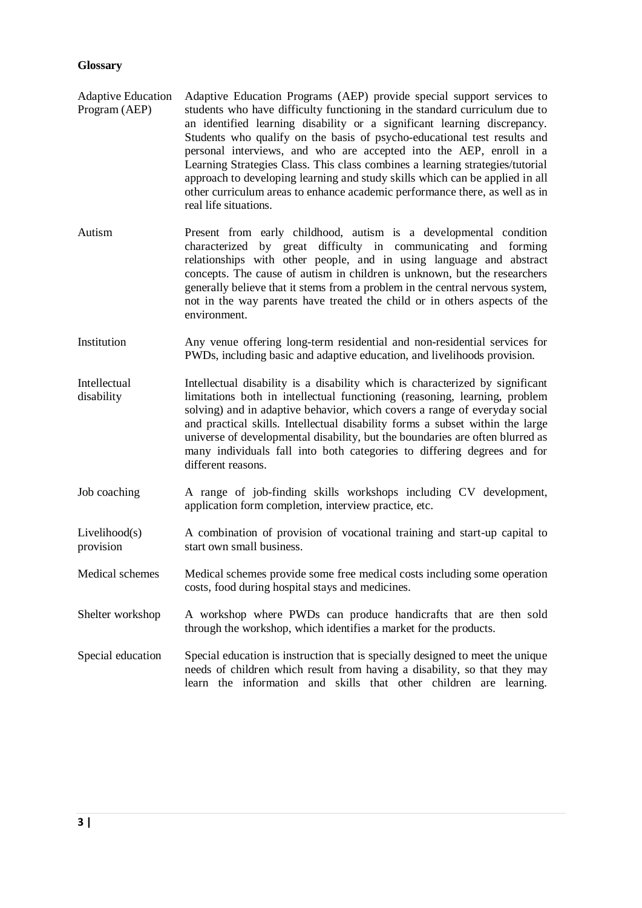**Glossary**

| | |
|---|---|
| Adaptive Education Program (AEP) | Adaptive Education Programs (AEP) provide special support services to students who have difficulty functioning in the standard curriculum due to an identified learning disability or a significant learning discrepancy. Students who qualify on the basis of psycho-educational test results and personal interviews, and who are accepted into the AEP, enroll in a Learning Strategies Class. This class combines a learning strategies/tutorial approach to developing learning and study skills which can be applied in all other curriculum areas to enhance academic performance there, as well as in real life situations. |
| Autism | Present from early childhood, autism is a developmental condition characterized by great difficulty in communicating and forming relationships with other people, and in using language and abstract concepts. The cause of autism in children is unknown, but the researchers generally believe that it stems from a problem in the central nervous system, not in the way parents have treated the child or in others aspects of the environment. |
| Institution | Any venue offering long-term residential and non-residential services for PWDs, including basic and adaptive education, and livelihoods provision. |
| Intellectual disability | Intellectual disability is a disability which is characterized by significant limitations both in intellectual functioning (reasoning, learning, problem solving) and in adaptive behavior, which covers a range of everyday social and practical skills. Intellectual disability forms a subset within the large universe of developmental disability, but the boundaries are often blurred as many individuals fall into both categories to differing degrees and for different reasons. |
| Job coaching | A range of job-finding skills workshops including CV development, application form completion, interview practice, etc. |
| Livelihood(s) provision | A combination of provision of vocational training and start-up capital to start own small business. |
| Medical schemes | Medical schemes provide some free medical costs including some operation costs, food during hospital stays and medicines. |
| Shelter workshop | A workshop where PWDs can produce handicrafts that are then sold through the workshop, which identifies a market for the products. |
| Special education | Special education is instruction that is specially designed to meet the unique needs of children which result from having a disability, so that they may learn the information and skills that other children are learning. |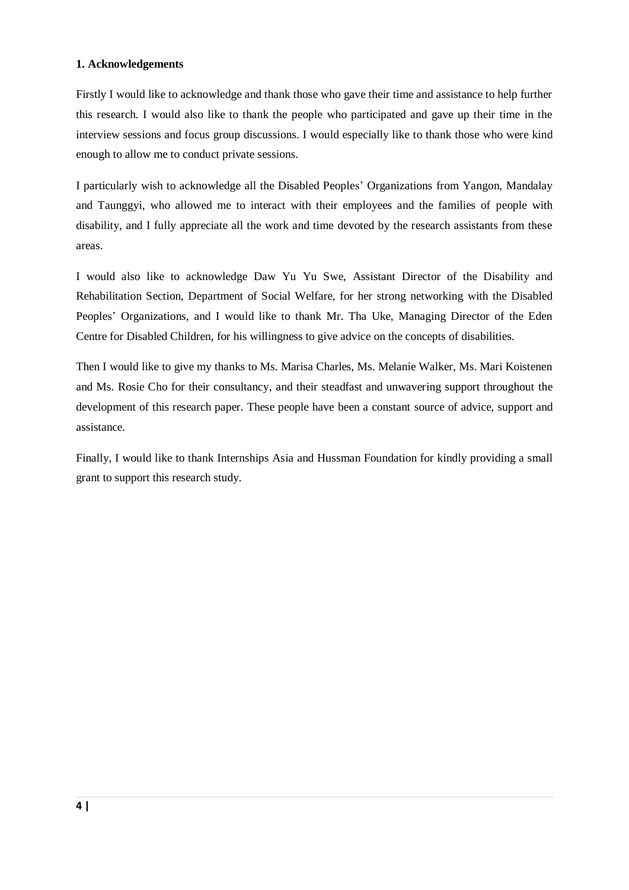**1. Acknowledgements**

Firstly I would like to acknowledge and thank those who gave their time and assistance to help further this research. I would also like to thank the people who participated and gave up their time in the interview sessions and focus group discussions. I would especially like to thank those who were kind enough to allow me to conduct private sessions.

I particularly wish to acknowledge all the Disabled Peoples' Organizations from Yangon, Mandalay and Taunggyi, who allowed me to interact with their employees and the families of people with disability, and I fully appreciate all the work and time devoted by the research assistants from these areas.

I would also like to acknowledge Daw Yu Yu Swe, Assistant Director of the Disability and Rehabilitation Section, Department of Social Welfare, for her strong networking with the Disabled Peoples' Organizations, and I would like to thank Mr. Tha Uke, Managing Director of the Eden Centre for Disabled Children, for his willingness to give advice on the concepts of disabilities.

Then I would like to give my thanks to Ms. Marisa Charles, Ms. Melanie Walker, Ms. Mari Koistenen and Ms. Rosie Cho for their consultancy, and their steadfast and unwavering support throughout the development of this research paper. These people have been a constant source of advice, support and assistance.

Finally, I would like to thank Internships Asia and Hussman Foundation for kindly providing a small grant to support this research study.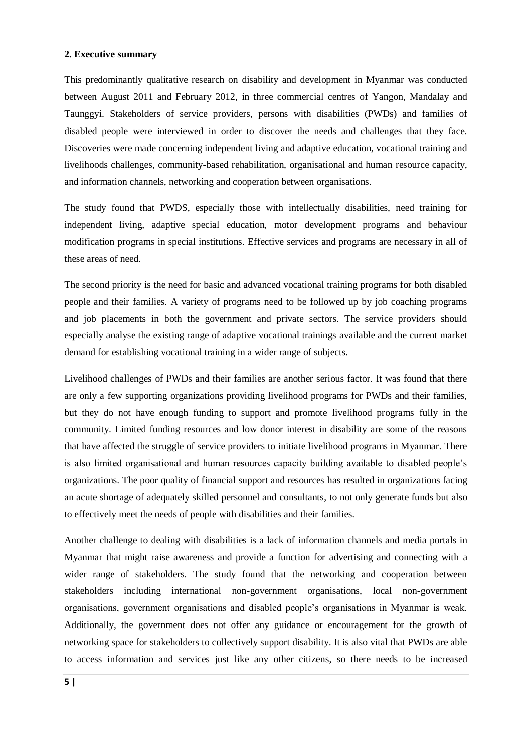## 2. Executive summary

This predominantly qualitative research on disability and development in Myanmar was conducted between August 2011 and February 2012, in three commercial centres of Yangon, Mandalay and Taunggyi. Stakeholders of service providers, persons with disabilities (PWDs) and families of disabled people were interviewed in order to discover the needs and challenges that they face. Discoveries were made concerning independent living and adaptive education, vocational training and livelihoods challenges, community-based rehabilitation, organisational and human resource capacity, and information channels, networking and cooperation between organisations.

The study found that PWDS, especially those with intellectually disabilities, need training for independent living, adaptive special education, motor development programs and behaviour modification programs in special institutions. Effective services and programs are necessary in all of these areas of need.

The second priority is the need for basic and advanced vocational training programs for both disabled people and their families. A variety of programs need to be followed up by job coaching programs and job placements in both the government and private sectors. The service providers should especially analyse the existing range of adaptive vocational trainings available and the current market demand for establishing vocational training in a wider range of subjects.

Livelihood challenges of PWDs and their families are another serious factor. It was found that there are only a few supporting organizations providing livelihood programs for PWDs and their families, but they do not have enough funding to support and promote livelihood programs fully in the community. Limited funding resources and low donor interest in disability are some of the reasons that have affected the struggle of service providers to initiate livelihood programs in Myanmar. There is also limited organisational and human resources capacity building available to disabled people's organizations. The poor quality of financial support and resources has resulted in organizations facing an acute shortage of adequately skilled personnel and consultants, to not only generate funds but also to effectively meet the needs of people with disabilities and their families.

Another challenge to dealing with disabilities is a lack of information channels and media portals in Myanmar that might raise awareness and provide a function for advertising and connecting with a wider range of stakeholders. The study found that the networking and cooperation between stakeholders including international non-government organisations, local non-government organisations, government organisations and disabled people's organisations in Myanmar is weak. Additionally, the government does not offer any guidance or encouragement for the growth of networking space for stakeholders to collectively support disability. It is also vital that PWDs are able to access information and services just like any other citizens, so there needs to be increased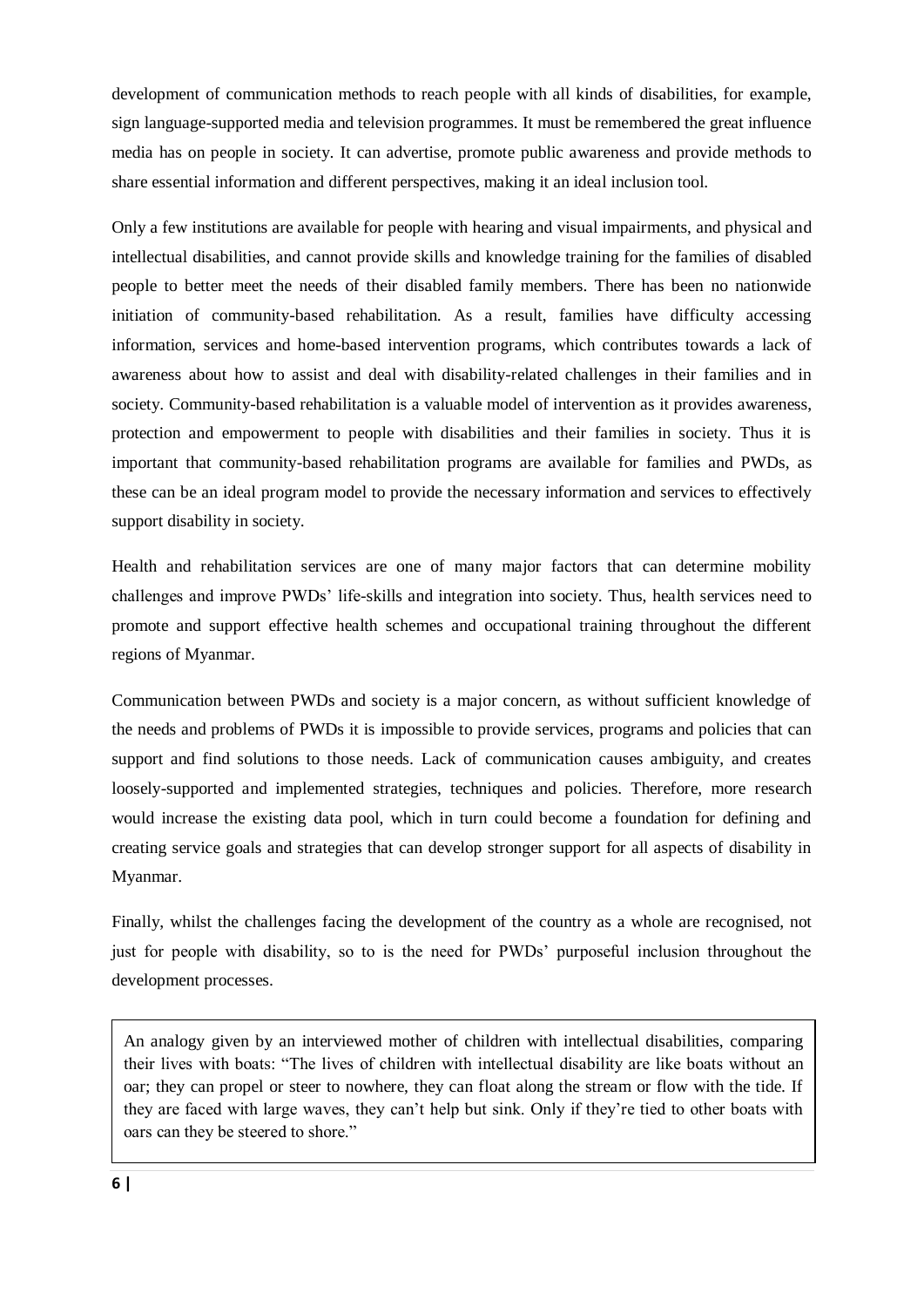development of communication methods to reach people with all kinds of disabilities, for example, sign language-supported media and television programmes. It must be remembered the great influence media has on people in society. It can advertise, promote public awareness and provide methods to share essential information and different perspectives, making it an ideal inclusion tool.

Only a few institutions are available for people with hearing and visual impairments, and physical and intellectual disabilities, and cannot provide skills and knowledge training for the families of disabled people to better meet the needs of their disabled family members. There has been no nationwide initiation of community-based rehabilitation. As a result, families have difficulty accessing information, services and home-based intervention programs, which contributes towards a lack of awareness about how to assist and deal with disability-related challenges in their families and in society. Community-based rehabilitation is a valuable model of intervention as it provides awareness, protection and empowerment to people with disabilities and their families in society. Thus it is important that community-based rehabilitation programs are available for families and PWDs, as these can be an ideal program model to provide the necessary information and services to effectively support disability in society.

Health and rehabilitation services are one of many major factors that can determine mobility challenges and improve PWDs' life-skills and integration into society. Thus, health services need to promote and support effective health schemes and occupational training throughout the different regions of Myanmar.

Communication between PWDs and society is a major concern, as without sufficient knowledge of the needs and problems of PWDs it is impossible to provide services, programs and policies that can support and find solutions to those needs. Lack of communication causes ambiguity, and creates loosely-supported and implemented strategies, techniques and policies. Therefore, more research would increase the existing data pool, which in turn could become a foundation for defining and creating service goals and strategies that can develop stronger support for all aspects of disability in Myanmar.

Finally, whilst the challenges facing the development of the country as a whole are recognised, not just for people with disability, so to is the need for PWDs' purposeful inclusion throughout the development processes.

> An analogy given by an interviewed mother of children with intellectual disabilities, comparing their lives with boats: "The lives of children with intellectual disability are like boats without an oar; they can propel or steer to nowhere, they can float along the stream or flow with the tide. If they are faced with large waves, they can't help but sink. Only if they're tied to other boats with oars can they be steered to shore."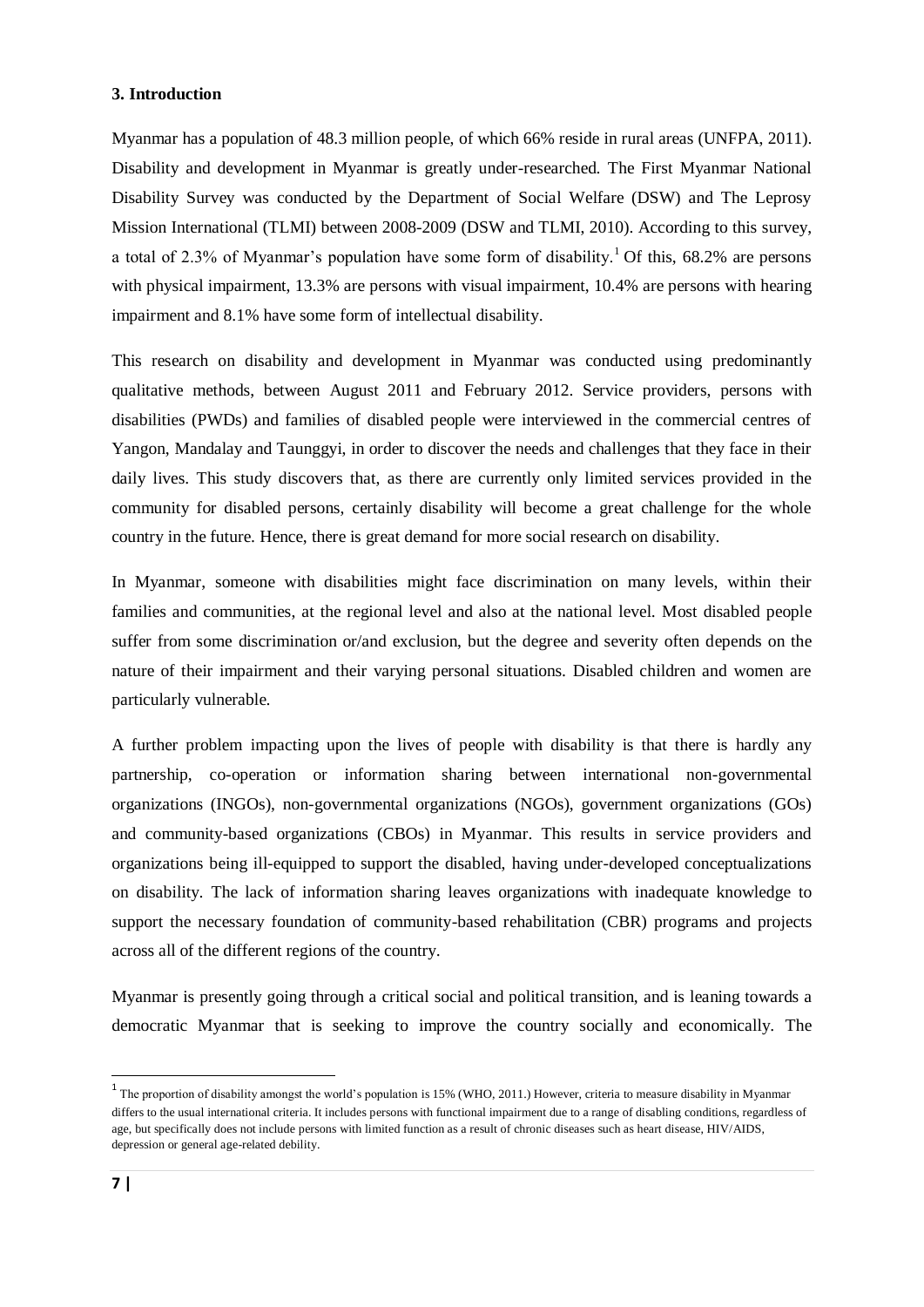### 3. Introduction

Myanmar has a population of 48.3 million people, of which 66% reside in rural areas (UNFPA, 2011). Disability and development in Myanmar is greatly under-researched. The First Myanmar National Disability Survey was conducted by the Department of Social Welfare (DSW) and The Leprosy Mission International (TLMI) between 2008-2009 (DSW and TLMI, 2010). According to this survey, a total of 2.3% of Myanmar's population have some form of disability.[1] Of this, 68.2% are persons with physical impairment, 13.3% are persons with visual impairment, 10.4% are persons with hearing impairment and 8.1% have some form of intellectual disability.

This research on disability and development in Myanmar was conducted using predominantly qualitative methods, between August 2011 and February 2012. Service providers, persons with disabilities (PWDs) and families of disabled people were interviewed in the commercial centres of Yangon, Mandalay and Taunggyi, in order to discover the needs and challenges that they face in their daily lives. This study discovers that, as there are currently only limited services provided in the community for disabled persons, certainly disability will become a great challenge for the whole country in the future. Hence, there is great demand for more social research on disability.

In Myanmar, someone with disabilities might face discrimination on many levels, within their families and communities, at the regional level and also at the national level. Most disabled people suffer from some discrimination or/and exclusion, but the degree and severity often depends on the nature of their impairment and their varying personal situations. Disabled children and women are particularly vulnerable.

A further problem impacting upon the lives of people with disability is that there is hardly any partnership, co-operation or information sharing between international non-governmental organizations (INGOs), non-governmental organizations (NGOs), government organizations (GOs) and community-based organizations (CBOs) in Myanmar. This results in service providers and organizations being ill-equipped to support the disabled, having under-developed conceptualizations on disability. The lack of information sharing leaves organizations with inadequate knowledge to support the necessary foundation of community-based rehabilitation (CBR) programs and projects across all of the different regions of the country.

Myanmar is presently going through a critical social and political transition, and is leaning towards a democratic Myanmar that is seeking to improve the country socially and economically. The

---

[1] The proportion of disability amongst the world's population is 15% (WHO, 2011.) However, criteria to measure disability in Myanmar differs to the usual international criteria. It includes persons with functional impairment due to a range of disabling conditions, regardless of age, but specifically does not include persons with limited function as a result of chronic diseases such as heart disease, HIV/AIDS, depression or general age-related debility.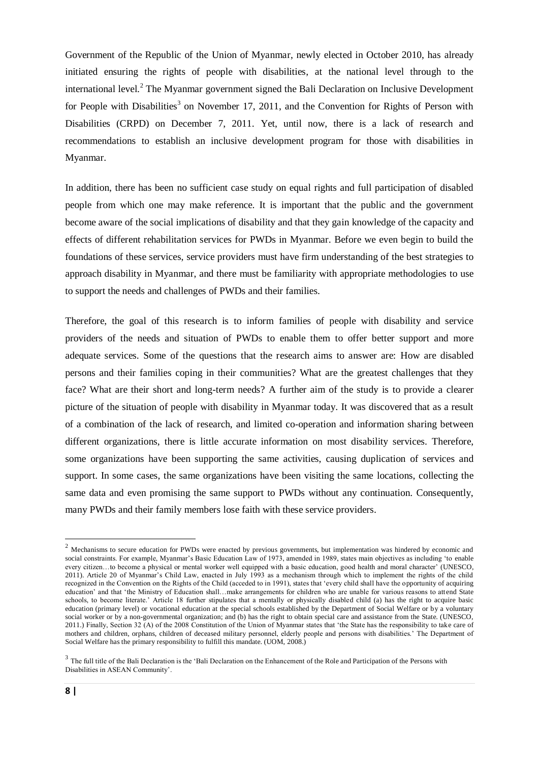Government of the Republic of the Union of Myanmar, newly elected in October 2010, has already initiated ensuring the rights of people with disabilities, at the national level through to the international level.[2] The Myanmar government signed the Bali Declaration on Inclusive Development for People with Disabilities[3] on November 17, 2011, and the Convention for Rights of Person with Disabilities (CRPD) on December 7, 2011. Yet, until now, there is a lack of research and recommendations to establish an inclusive development program for those with disabilities in Myanmar.

In addition, there has been no sufficient case study on equal rights and full participation of disabled people from which one may make reference. It is important that the public and the government become aware of the social implications of disability and that they gain knowledge of the capacity and effects of different rehabilitation services for PWDs in Myanmar. Before we even begin to build the foundations of these services, service providers must have firm understanding of the best strategies to approach disability in Myanmar, and there must be familiarity with appropriate methodologies to use to support the needs and challenges of PWDs and their families.

Therefore, the goal of this research is to inform families of people with disability and service providers of the needs and situation of PWDs to enable them to offer better support and more adequate services. Some of the questions that the research aims to answer are: How are disabled persons and their families coping in their communities? What are the greatest challenges that they face? What are their short and long-term needs? A further aim of the study is to provide a clearer picture of the situation of people with disability in Myanmar today. It was discovered that as a result of a combination of the lack of research, and limited co-operation and information sharing between different organizations, there is little accurate information on most disability services. Therefore, some organizations have been supporting the same activities, causing duplication of services and support. In some cases, the same organizations have been visiting the same locations, collecting the same data and even promising the same support to PWDs without any continuation. Consequently, many PWDs and their family members lose faith with these service providers.

---

[2] Mechanisms to secure education for PWDs were enacted by previous governments, but implementation was hindered by economic and social constraints. For example, Myanmar's Basic Education Law of 1973, amended in 1989, states main objectives as including 'to enable every citizen…to become a physical or mental worker well equipped with a basic education, good health and moral character' (UNESCO, 2011). Article 20 of Myanmar's Child Law, enacted in July 1993 as a mechanism through which to implement the rights of the child recognized in the Convention on the Rights of the Child (acceded to in 1991), states that 'every child shall have the opportunity of acquiring education' and that 'the Ministry of Education shall…make arrangements for children who are unable for various reasons to attend State schools, to become literate.' Article 18 further stipulates that a mentally or physically disabled child (a) has the right to acquire basic education (primary level) or vocational education at the special schools established by the Department of Social Welfare or by a voluntary social worker or by a non-governmental organization; and (b) has the right to obtain special care and assistance from the State. (UNESCO, 2011.) Finally, Section 32 (A) of the 2008 Constitution of the Union of Myanmar states that 'the State has the responsibility to take care of mothers and children, orphans, children of deceased military personnel, elderly people and persons with disabilities.' The Department of Social Welfare has the primary responsibility to fulfill this mandate. (UOM, 2008.)

[3] The full title of the Bali Declaration is the 'Bali Declaration on the Enhancement of the Role and Participation of the Persons with Disabilities in ASEAN Community'.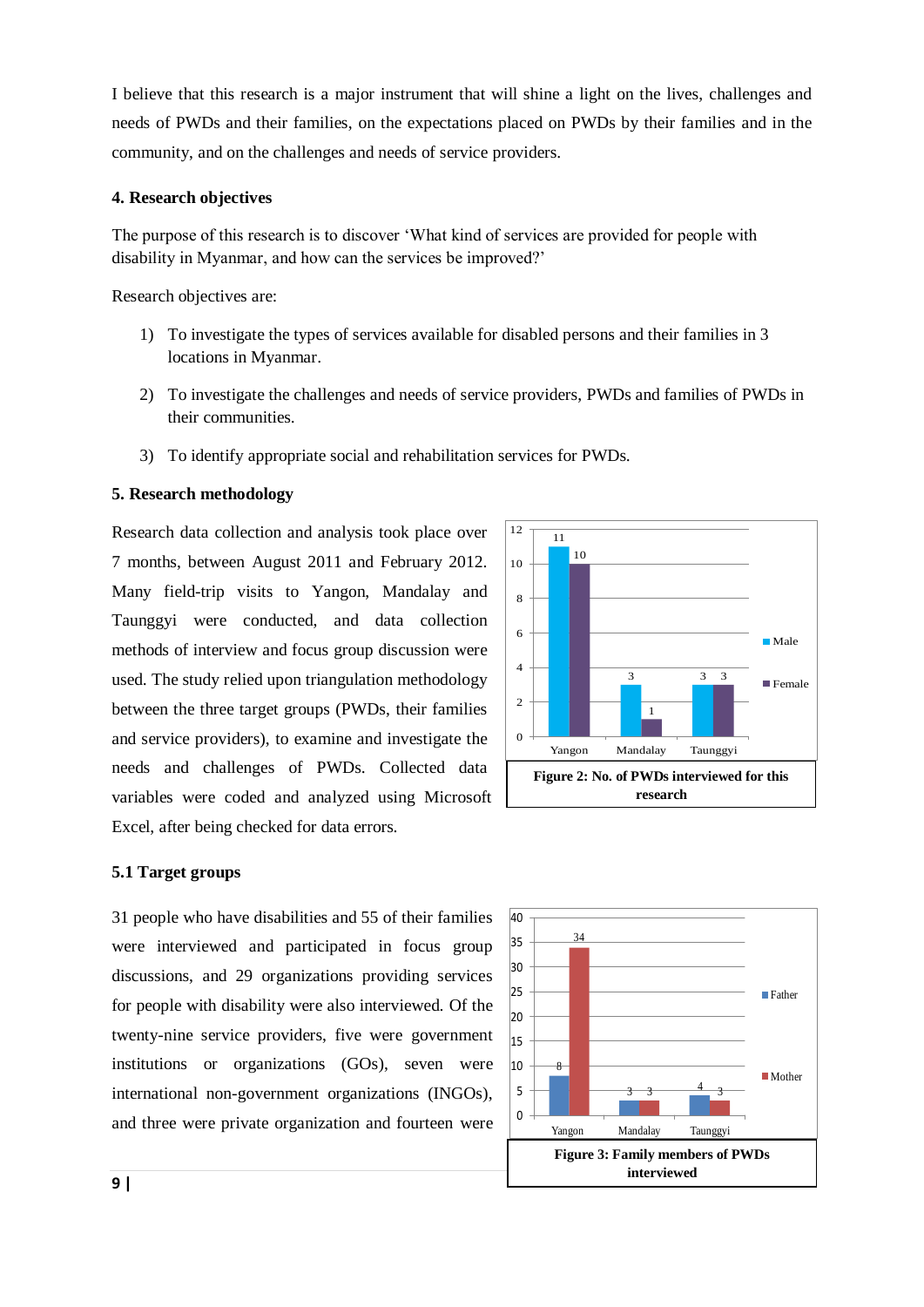I believe that this research is a major instrument that will shine a light on the lives, challenges and needs of PWDs and their families, on the expectations placed on PWDs by their families and in the community, and on the challenges and needs of service providers.

#### 4. Research objectives

The purpose of this research is to discover 'What kind of services are provided for people with disability in Myanmar, and how can the services be improved?'

Research objectives are:

1) To investigate the types of services available for disabled persons and their families in 3 locations in Myanmar.
2) To investigate the challenges and needs of service providers, PWDs and families of PWDs in their communities.
3) To identify appropriate social and rehabilitation services for PWDs.

#### 5. Research methodology

Research data collection and analysis took place over 7 months, between August 2011 and February 2012. Many field-trip visits to Yangon, Mandalay and Taunggyi were conducted, and data collection methods of interview and focus group discussion were used. The study relied upon triangulation methodology between the three target groups (PWDs, their families and service providers), to examine and investigate the needs and challenges of PWDs. Collected data variables were coded and analyzed using Microsoft Excel, after being checked for data errors.

| | Male | Female |
|---|---|---|
| Yangon | 11 | 10 |
| Mandalay | 3 | 1 |
| Taunggyi | 3 | 3 |

**Figure 2: No. of PWDs interviewed for this research**

#### 5.1 Target groups

31 people who have disabilities and 55 of their families were interviewed and participated in focus group discussions, and 29 organizations providing services for people with disability were also interviewed. Of the twenty-nine service providers, five were government institutions or organizations (GOs), seven were international non-government organizations (INGOs), and three were private organization and fourteen were

| | Father | Mother |
|---|---|---|
| Yangon | 8 | 34 |
| Mandalay | 3 | 3 |
| Taunggyi | 4 | 3 |

**Figure 3: Family members of PWDs interviewed**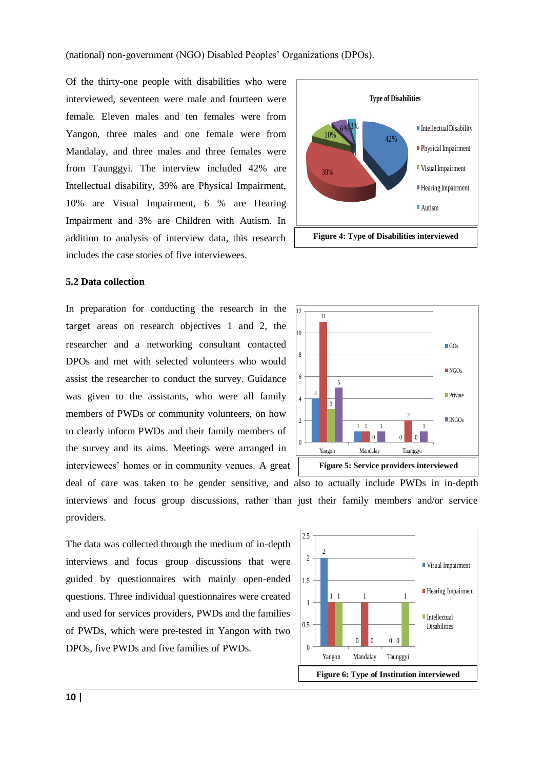(national) non-government (NGO) Disabled Peoples' Organizations (DPOs).

Of the thirty-one people with disabilities who were interviewed, seventeen were male and fourteen were female. Eleven males and ten females were from Yangon, three males and one female were from Mandalay, and three males and three females were from Taunggyi. The interview included 42% are Intellectual disability, 39% are Physical Impairment, 10% are Visual Impairment, 6 % are Hearing Impairment and 3% are Children with Autism. In addition to analysis of interview data, this research includes the case stories of five interviewees.

**Figure 4: Type of Disabilities interviewed**

## 5.2 Data collection

In preparation for conducting the research in the target areas on research objectives 1 and 2, the researcher and a networking consultant contacted DPOs and met with selected volunteers who would assist the researcher to conduct the survey. Guidance was given to the assistants, who were all family members of PWDs or community volunteers, on how to clearly inform PWDs and their family members of the survey and its aims. Meetings were arranged in interviewees' homes or in community venues. A great deal of care was taken to be gender sensitive, and also to actually include PWDs in in-depth interviews and focus group discussions, rather than just their family members and/or service providers.

**Figure 5: Service providers interviewed**

The data was collected through the medium of in-depth interviews and focus group discussions that were guided by questionnaires with mainly open-ended questions. Three individual questionnaires were created and used for services providers, PWDs and the families of PWDs, which were pre-tested in Yangon with two DPOs, five PWDs and five families of PWDs.

**Figure 6: Type of Institution interviewed**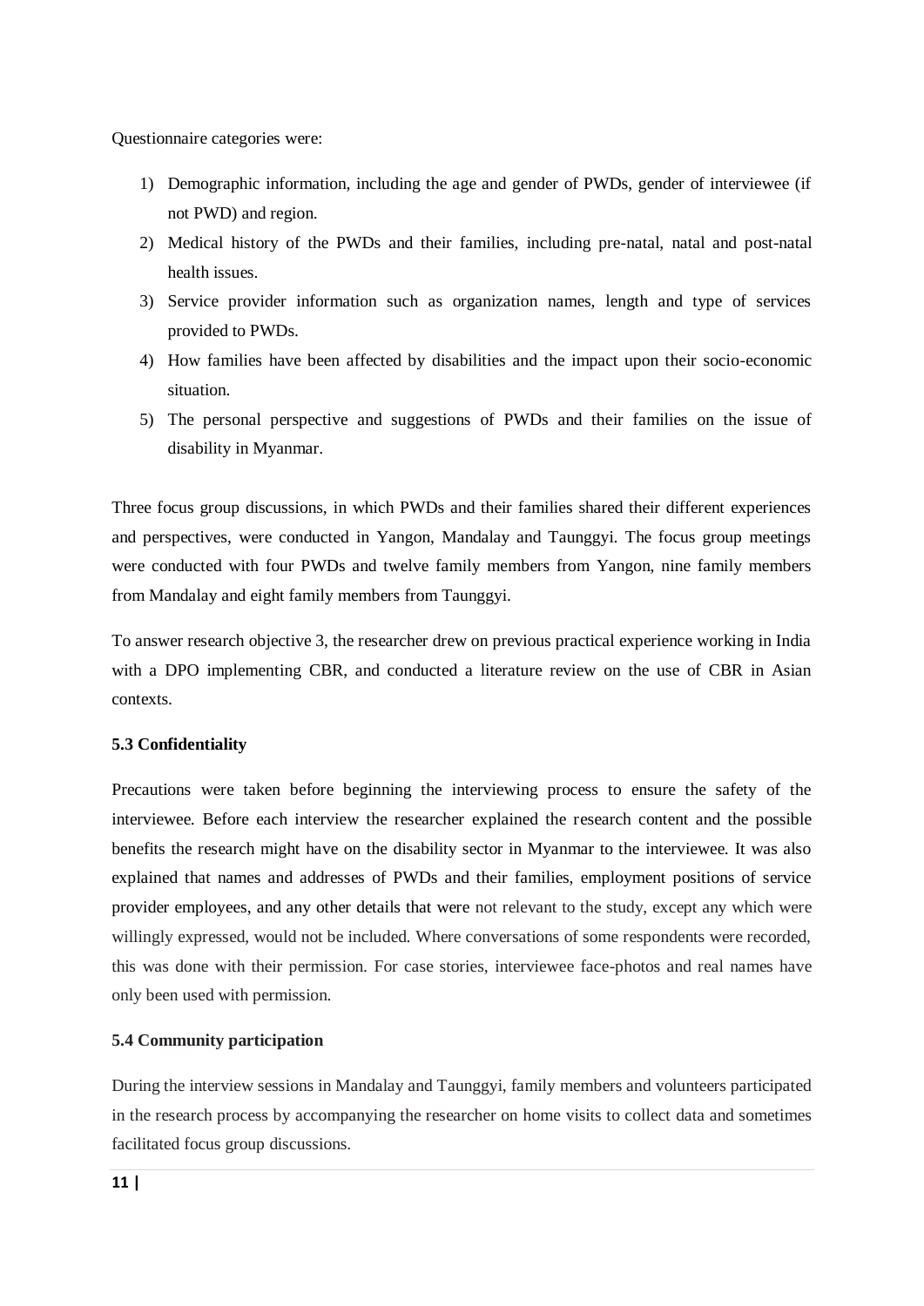Questionnaire categories were:

1) Demographic information, including the age and gender of PWDs, gender of interviewee (if not PWD) and region.
2) Medical history of the PWDs and their families, including pre-natal, natal and post-natal health issues.
3) Service provider information such as organization names, length and type of services provided to PWDs.
4) How families have been affected by disabilities and the impact upon their socio-economic situation.
5) The personal perspective and suggestions of PWDs and their families on the issue of disability in Myanmar.

Three focus group discussions, in which PWDs and their families shared their different experiences and perspectives, were conducted in Yangon, Mandalay and Taunggyi. The focus group meetings were conducted with four PWDs and twelve family members from Yangon, nine family members from Mandalay and eight family members from Taunggyi.

To answer research objective 3, the researcher drew on previous practical experience working in India with a DPO implementing CBR, and conducted a literature review on the use of CBR in Asian contexts.

### 5.3 Confidentiality

Precautions were taken before beginning the interviewing process to ensure the safety of the interviewee. Before each interview the researcher explained the research content and the possible benefits the research might have on the disability sector in Myanmar to the interviewee. It was also explained that names and addresses of PWDs and their families, employment positions of service provider employees, and any other details that were not relevant to the study, except any which were willingly expressed, would not be included. Where conversations of some respondents were recorded, this was done with their permission. For case stories, interviewee face-photos and real names have only been used with permission.

### 5.4 Community participation

During the interview sessions in Mandalay and Taunggyi, family members and volunteers participated in the research process by accompanying the researcher on home visits to collect data and sometimes facilitated focus group discussions.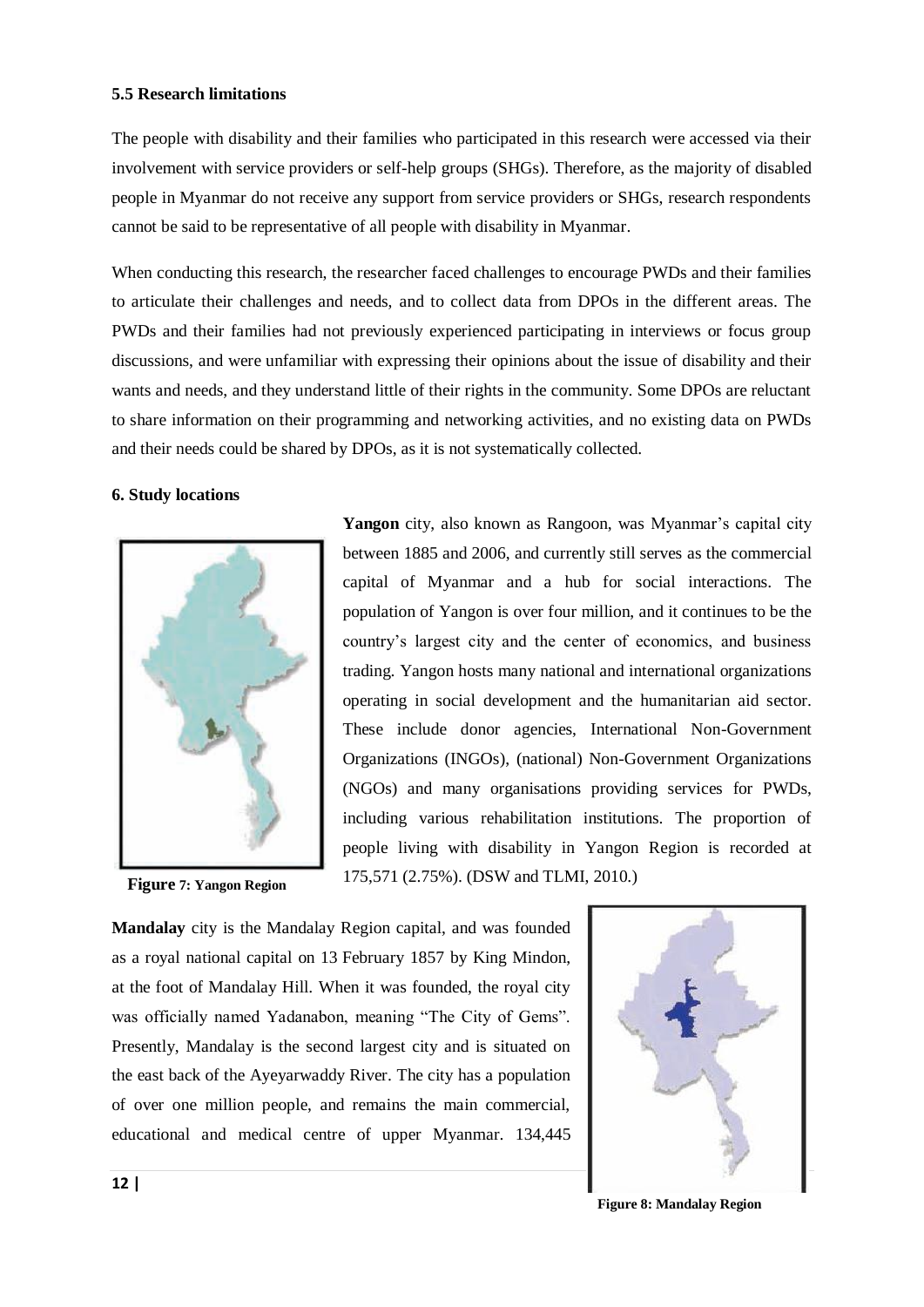### 5.5 Research limitations

The people with disability and their families who participated in this research were accessed via their involvement with service providers or self-help groups (SHGs). Therefore, as the majority of disabled people in Myanmar do not receive any support from service providers or SHGs, research respondents cannot be said to be representative of all people with disability in Myanmar.

When conducting this research, the researcher faced challenges to encourage PWDs and their families to articulate their challenges and needs, and to collect data from DPOs in the different areas. The PWDs and their families had not previously experienced participating in interviews or focus group discussions, and were unfamiliar with expressing their opinions about the issue of disability and their wants and needs, and they understand little of their rights in the community. Some DPOs are reluctant to share information on their programming and networking activities, and no existing data on PWDs and their needs could be shared by DPOs, as it is not systematically collected.

## 6. Study locations

Figure 7: Yangon Region

**Yangon** city, also known as Rangoon, was Myanmar's capital city between 1885 and 2006, and currently still serves as the commercial capital of Myanmar and a hub for social interactions. The population of Yangon is over four million, and it continues to be the country's largest city and the center of economics, and business trading. Yangon hosts many national and international organizations operating in social development and the humanitarian aid sector. These include donor agencies, International Non-Government Organizations (INGOs), (national) Non-Government Organizations (NGOs) and many organisations providing services for PWDs, including various rehabilitation institutions. The proportion of people living with disability in Yangon Region is recorded at 175,571 (2.75%). (DSW and TLMI, 2010.)

**Mandalay** city is the Mandalay Region capital, and was founded as a royal national capital on 13 February 1857 by King Mindon, at the foot of Mandalay Hill. When it was founded, the royal city was officially named Yadanabon, meaning "The City of Gems". Presently, Mandalay is the second largest city and is situated on the east back of the Ayeyarwaddy River. The city has a population of over one million people, and remains the main commercial, educational and medical centre of upper Myanmar. 134,445

Figure 8: Mandalay Region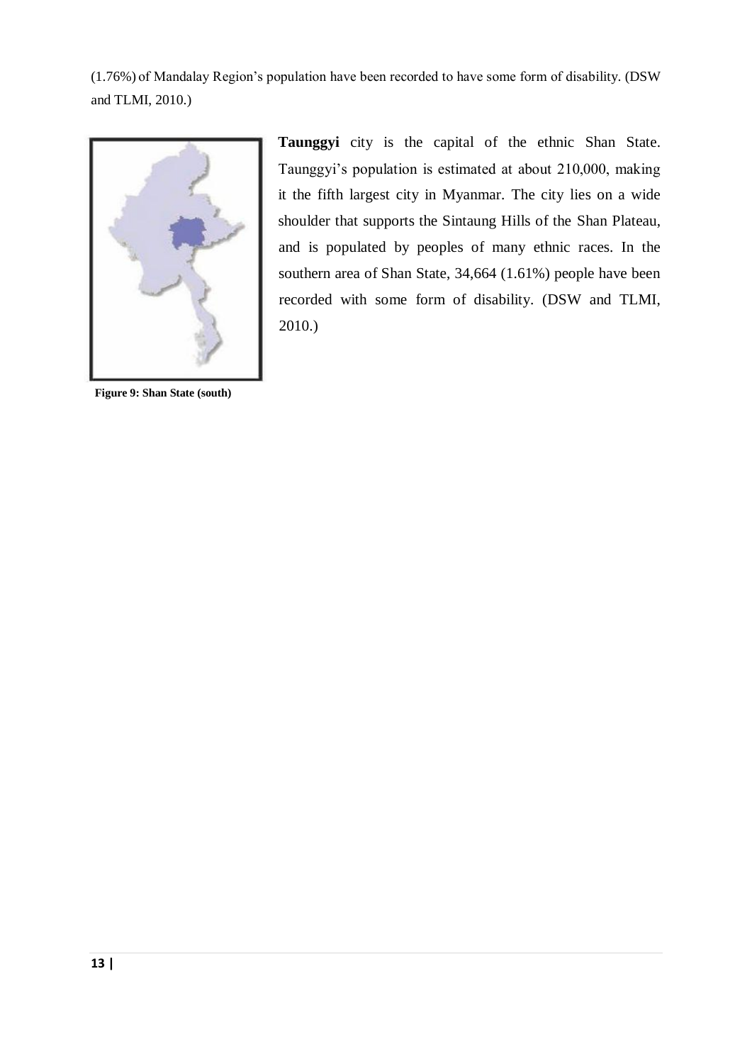(1.76%) of Mandalay Region's population have been recorded to have some form of disability. (DSW and TLMI, 2010.)

**Taunggyi** city is the capital of the ethnic Shan State. Taunggyi's population is estimated at about 210,000, making it the fifth largest city in Myanmar. The city lies on a wide shoulder that supports the Sintaung Hills of the Shan Plateau, and is populated by peoples of many ethnic races. In the southern area of Shan State, 34,664 (1.61%) people have been recorded with some form of disability. (DSW and TLMI, 2010.)

**Figure 9: Shan State (south)**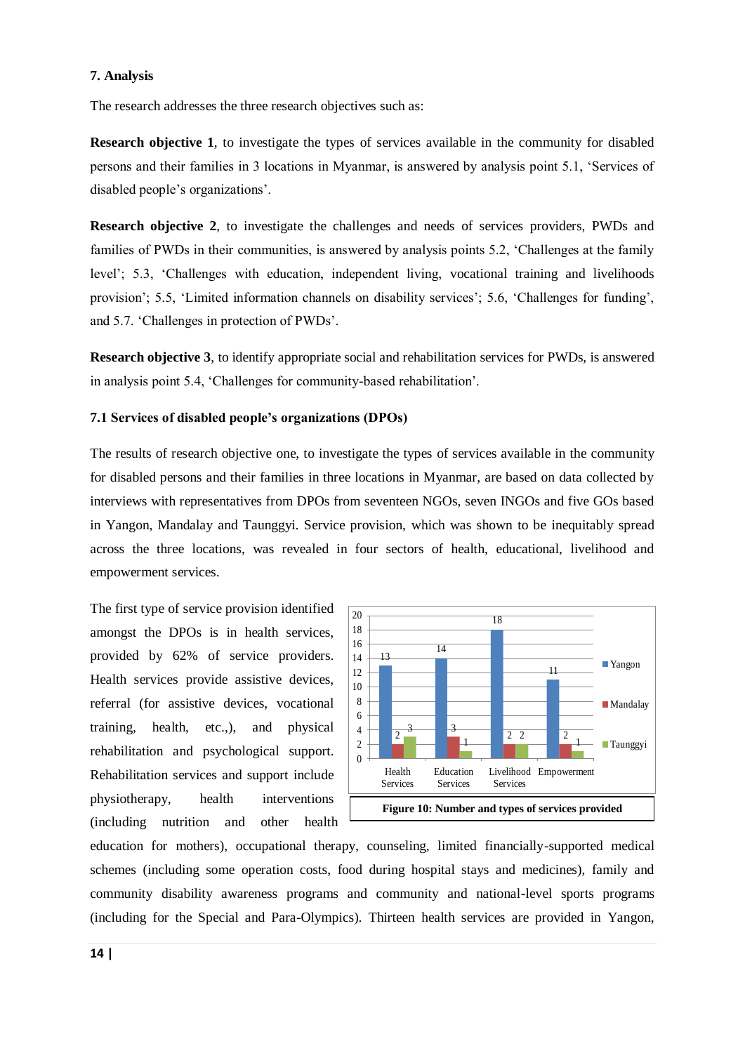## 7. Analysis

The research addresses the three research objectives such as:

**Research objective 1**, to investigate the types of services available in the community for disabled persons and their families in 3 locations in Myanmar, is answered by analysis point 5.1, 'Services of disabled people's organizations'.

**Research objective 2**, to investigate the challenges and needs of services providers, PWDs and families of PWDs in their communities, is answered by analysis points 5.2, 'Challenges at the family level'; 5.3, 'Challenges with education, independent living, vocational training and livelihoods provision'; 5.5, 'Limited information channels on disability services'; 5.6, 'Challenges for funding', and 5.7. 'Challenges in protection of PWDs'.

**Research objective 3**, to identify appropriate social and rehabilitation services for PWDs, is answered in analysis point 5.4, 'Challenges for community-based rehabilitation'.

### 7.1 Services of disabled people's organizations (DPOs)

The results of research objective one, to investigate the types of services available in the community for disabled persons and their families in three locations in Myanmar, are based on data collected by interviews with representatives from DPOs from seventeen NGOs, seven INGOs and five GOs based in Yangon, Mandalay and Taunggyi. Service provision, which was shown to be inequitably spread across the three locations, was revealed in four sectors of health, educational, livelihood and empowerment services.

|  | Health Services | Education Services | Livelihood Services | Empowerment |
|---|---|---|---|---|
| Yangon | 13 | 14 | 18 | 11 |
| Mandalay | 2 | 3 | 2 | 2 |
| Taunggyi | 3 | 1 | 2 | 1 |

**Figure 10: Number and types of services provided**

The first type of service provision identified amongst the DPOs is in health services, provided by 62% of service providers. Health services provide assistive devices, referral (for assistive devices, vocational training, health, etc.,), and physical rehabilitation and psychological support. Rehabilitation services and support include physiotherapy, health interventions (including nutrition and other health education for mothers), occupational therapy, counseling, limited financially-supported medical schemes (including some operation costs, food during hospital stays and medicines), family and community disability awareness programs and community and national-level sports programs (including for the Special and Para-Olympics). Thirteen health services are provided in Yangon,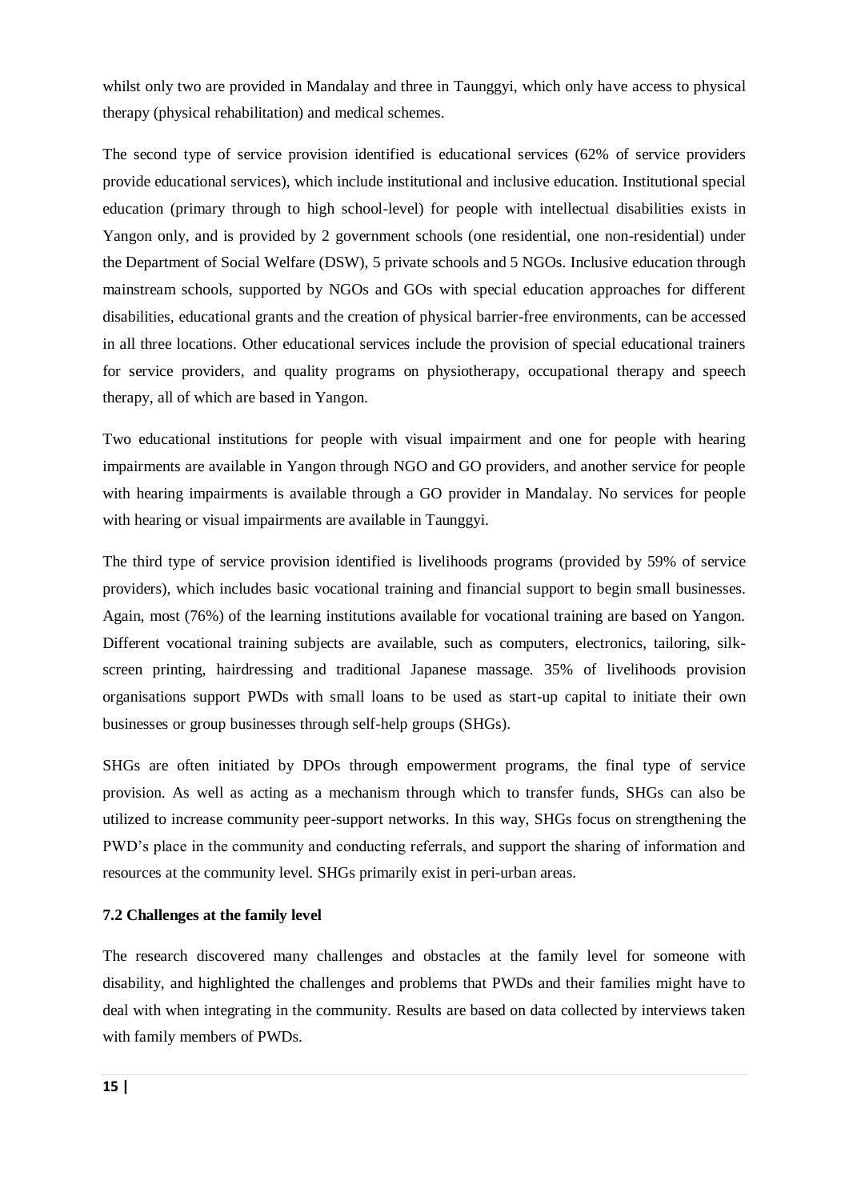whilst only two are provided in Mandalay and three in Taunggyi, which only have access to physical therapy (physical rehabilitation) and medical schemes.

The second type of service provision identified is educational services (62% of service providers provide educational services), which include institutional and inclusive education. Institutional special education (primary through to high school-level) for people with intellectual disabilities exists in Yangon only, and is provided by 2 government schools (one residential, one non-residential) under the Department of Social Welfare (DSW), 5 private schools and 5 NGOs. Inclusive education through mainstream schools, supported by NGOs and GOs with special education approaches for different disabilities, educational grants and the creation of physical barrier-free environments, can be accessed in all three locations. Other educational services include the provision of special educational trainers for service providers, and quality programs on physiotherapy, occupational therapy and speech therapy, all of which are based in Yangon.

Two educational institutions for people with visual impairment and one for people with hearing impairments are available in Yangon through NGO and GO providers, and another service for people with hearing impairments is available through a GO provider in Mandalay. No services for people with hearing or visual impairments are available in Taunggyi.

The third type of service provision identified is livelihoods programs (provided by 59% of service providers), which includes basic vocational training and financial support to begin small businesses. Again, most (76%) of the learning institutions available for vocational training are based on Yangon. Different vocational training subjects are available, such as computers, electronics, tailoring, silk-screen printing, hairdressing and traditional Japanese massage. 35% of livelihoods provision organisations support PWDs with small loans to be used as start-up capital to initiate their own businesses or group businesses through self-help groups (SHGs).

SHGs are often initiated by DPOs through empowerment programs, the final type of service provision. As well as acting as a mechanism through which to transfer funds, SHGs can also be utilized to increase community peer-support networks. In this way, SHGs focus on strengthening the PWD's place in the community and conducting referrals, and support the sharing of information and resources at the community level. SHGs primarily exist in peri-urban areas.

### 7.2 Challenges at the family level

The research discovered many challenges and obstacles at the family level for someone with disability, and highlighted the challenges and problems that PWDs and their families might have to deal with when integrating in the community. Results are based on data collected by interviews taken with family members of PWDs.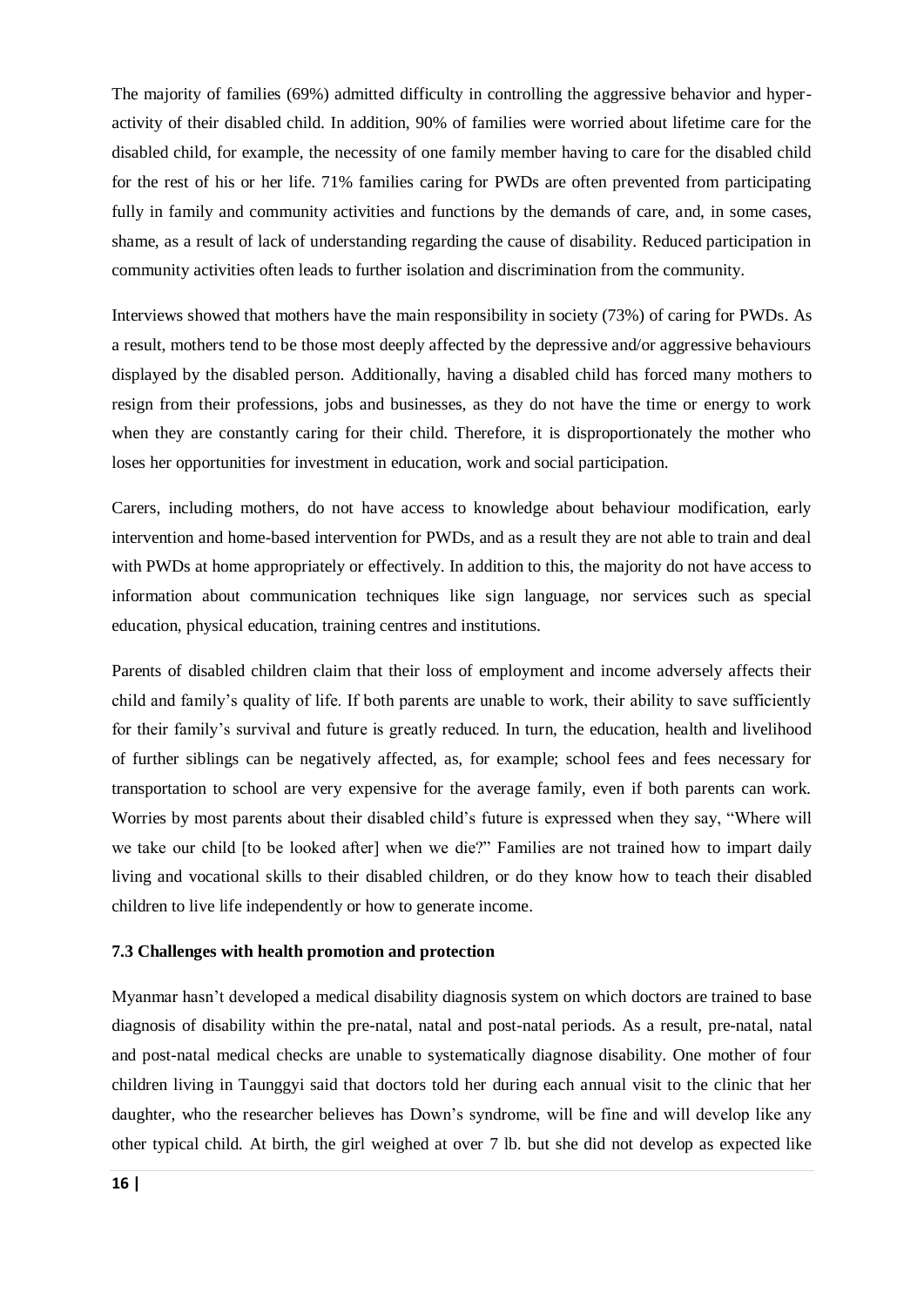The majority of families (69%) admitted difficulty in controlling the aggressive behavior and hyper-activity of their disabled child. In addition, 90% of families were worried about lifetime care for the disabled child, for example, the necessity of one family member having to care for the disabled child for the rest of his or her life. 71% families caring for PWDs are often prevented from participating fully in family and community activities and functions by the demands of care, and, in some cases, shame, as a result of lack of understanding regarding the cause of disability. Reduced participation in community activities often leads to further isolation and discrimination from the community.

Interviews showed that mothers have the main responsibility in society (73%) of caring for PWDs. As a result, mothers tend to be those most deeply affected by the depressive and/or aggressive behaviours displayed by the disabled person. Additionally, having a disabled child has forced many mothers to resign from their professions, jobs and businesses, as they do not have the time or energy to work when they are constantly caring for their child. Therefore, it is disproportionately the mother who loses her opportunities for investment in education, work and social participation.

Carers, including mothers, do not have access to knowledge about behaviour modification, early intervention and home-based intervention for PWDs, and as a result they are not able to train and deal with PWDs at home appropriately or effectively. In addition to this, the majority do not have access to information about communication techniques like sign language, nor services such as special education, physical education, training centres and institutions.

Parents of disabled children claim that their loss of employment and income adversely affects their child and family's quality of life. If both parents are unable to work, their ability to save sufficiently for their family's survival and future is greatly reduced. In turn, the education, health and livelihood of further siblings can be negatively affected, as, for example; school fees and fees necessary for transportation to school are very expensive for the average family, even if both parents can work. Worries by most parents about their disabled child's future is expressed when they say, "Where will we take our child [to be looked after] when we die?" Families are not trained how to impart daily living and vocational skills to their disabled children, or do they know how to teach their disabled children to live life independently or how to generate income.

### 7.3 Challenges with health promotion and protection

Myanmar hasn't developed a medical disability diagnosis system on which doctors are trained to base diagnosis of disability within the pre-natal, natal and post-natal periods. As a result, pre-natal, natal and post-natal medical checks are unable to systematically diagnose disability. One mother of four children living in Taunggyi said that doctors told her during each annual visit to the clinic that her daughter, who the researcher believes has Down's syndrome, will be fine and will develop like any other typical child. At birth, the girl weighed at over 7 lb. but she did not develop as expected like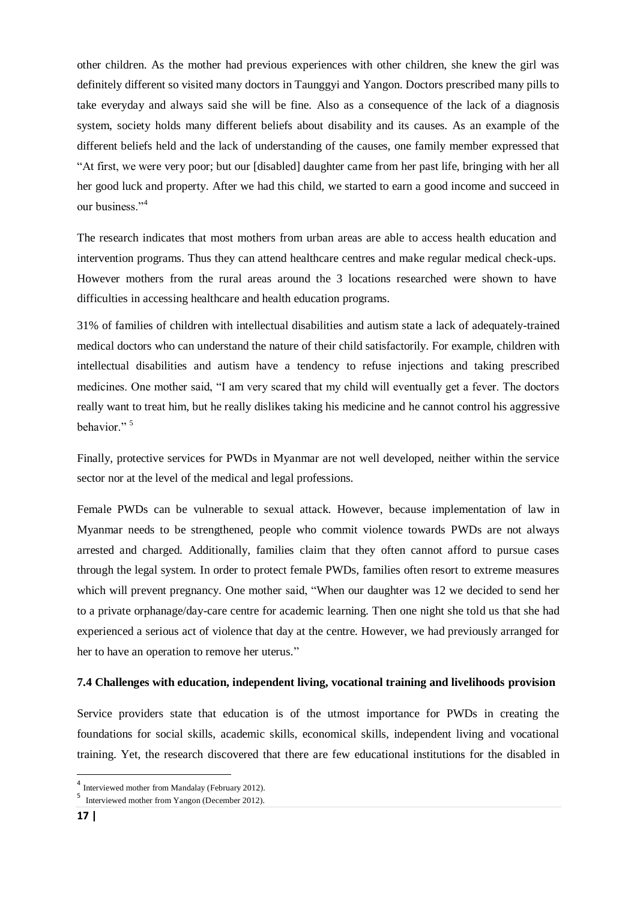other children. As the mother had previous experiences with other children, she knew the girl was definitely different so visited many doctors in Taunggyi and Yangon. Doctors prescribed many pills to take everyday and always said she will be fine. Also as a consequence of the lack of a diagnosis system, society holds many different beliefs about disability and its causes. As an example of the different beliefs held and the lack of understanding of the causes, one family member expressed that "At first, we were very poor; but our [disabled] daughter came from her past life, bringing with her all her good luck and property. After we had this child, we started to earn a good income and succeed in our business."[4]

The research indicates that most mothers from urban areas are able to access health education and intervention programs. Thus they can attend healthcare centres and make regular medical check-ups. However mothers from the rural areas around the 3 locations researched were shown to have difficulties in accessing healthcare and health education programs.

31% of families of children with intellectual disabilities and autism state a lack of adequately-trained medical doctors who can understand the nature of their child satisfactorily. For example, children with intellectual disabilities and autism have a tendency to refuse injections and taking prescribed medicines. One mother said, "I am very scared that my child will eventually get a fever. The doctors really want to treat him, but he really dislikes taking his medicine and he cannot control his aggressive behavior."[5]

Finally, protective services for PWDs in Myanmar are not well developed, neither within the service sector nor at the level of the medical and legal professions.

Female PWDs can be vulnerable to sexual attack. However, because implementation of law in Myanmar needs to be strengthened, people who commit violence towards PWDs are not always arrested and charged. Additionally, families claim that they often cannot afford to pursue cases through the legal system. In order to protect female PWDs, families often resort to extreme measures which will prevent pregnancy. One mother said, "When our daughter was 12 we decided to send her to a private orphanage/day-care centre for academic learning. Then one night she told us that she had experienced a serious act of violence that day at the centre. However, we had previously arranged for her to have an operation to remove her uterus."

### 7.4 Challenges with education, independent living, vocational training and livelihoods provision

Service providers state that education is of the utmost importance for PWDs in creating the foundations for social skills, academic skills, economical skills, independent living and vocational training. Yet, the research discovered that there are few educational institutions for the disabled in

---

[4] Interviewed mother from Mandalay (February 2012).

[5] Interviewed mother from Yangon (December 2012).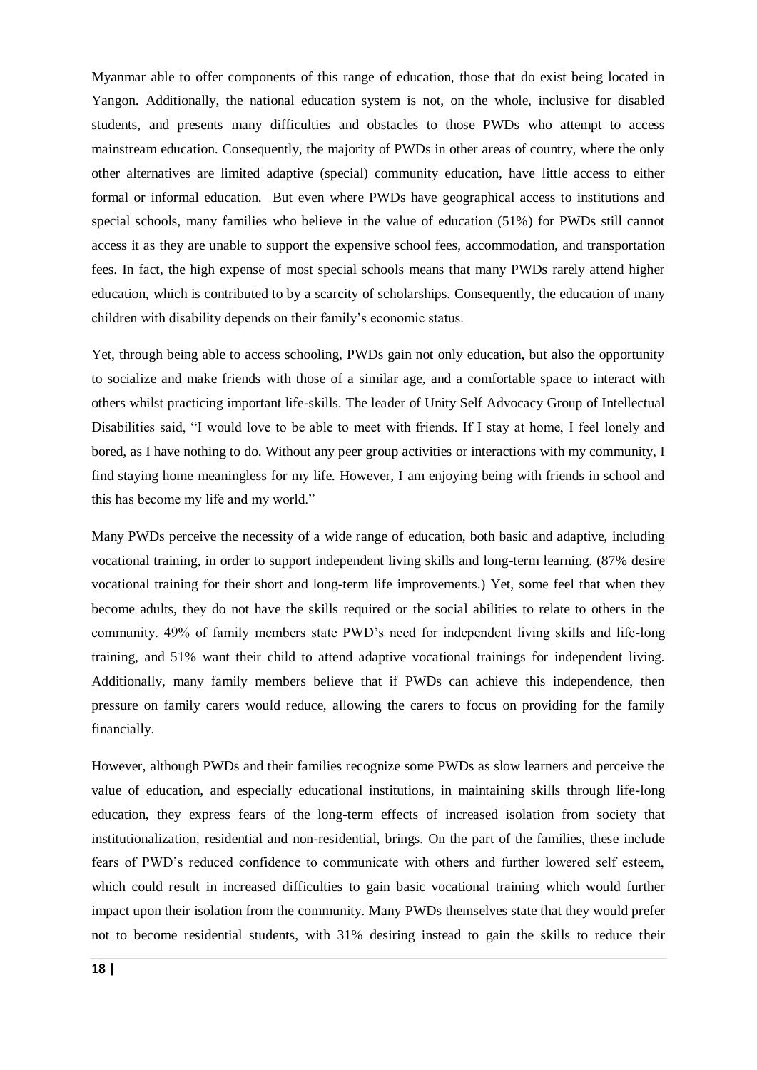Myanmar able to offer components of this range of education, those that do exist being located in Yangon. Additionally, the national education system is not, on the whole, inclusive for disabled students, and presents many difficulties and obstacles to those PWDs who attempt to access mainstream education. Consequently, the majority of PWDs in other areas of country, where the only other alternatives are limited adaptive (special) community education, have little access to either formal or informal education. But even where PWDs have geographical access to institutions and special schools, many families who believe in the value of education (51%) for PWDs still cannot access it as they are unable to support the expensive school fees, accommodation, and transportation fees. In fact, the high expense of most special schools means that many PWDs rarely attend higher education, which is contributed to by a scarcity of scholarships. Consequently, the education of many children with disability depends on their family's economic status.

Yet, through being able to access schooling, PWDs gain not only education, but also the opportunity to socialize and make friends with those of a similar age, and a comfortable space to interact with others whilst practicing important life-skills. The leader of Unity Self Advocacy Group of Intellectual Disabilities said, "I would love to be able to meet with friends. If I stay at home, I feel lonely and bored, as I have nothing to do. Without any peer group activities or interactions with my community, I find staying home meaningless for my life. However, I am enjoying being with friends in school and this has become my life and my world."

Many PWDs perceive the necessity of a wide range of education, both basic and adaptive, including vocational training, in order to support independent living skills and long-term learning. (87% desire vocational training for their short and long-term life improvements.) Yet, some feel that when they become adults, they do not have the skills required or the social abilities to relate to others in the community. 49% of family members state PWD's need for independent living skills and life-long training, and 51% want their child to attend adaptive vocational trainings for independent living. Additionally, many family members believe that if PWDs can achieve this independence, then pressure on family carers would reduce, allowing the carers to focus on providing for the family financially.

However, although PWDs and their families recognize some PWDs as slow learners and perceive the value of education, and especially educational institutions, in maintaining skills through life-long education, they express fears of the long-term effects of increased isolation from society that institutionalization, residential and non-residential, brings. On the part of the families, these include fears of PWD's reduced confidence to communicate with others and further lowered self esteem, which could result in increased difficulties to gain basic vocational training which would further impact upon their isolation from the community. Many PWDs themselves state that they would prefer not to become residential students, with 31% desiring instead to gain the skills to reduce their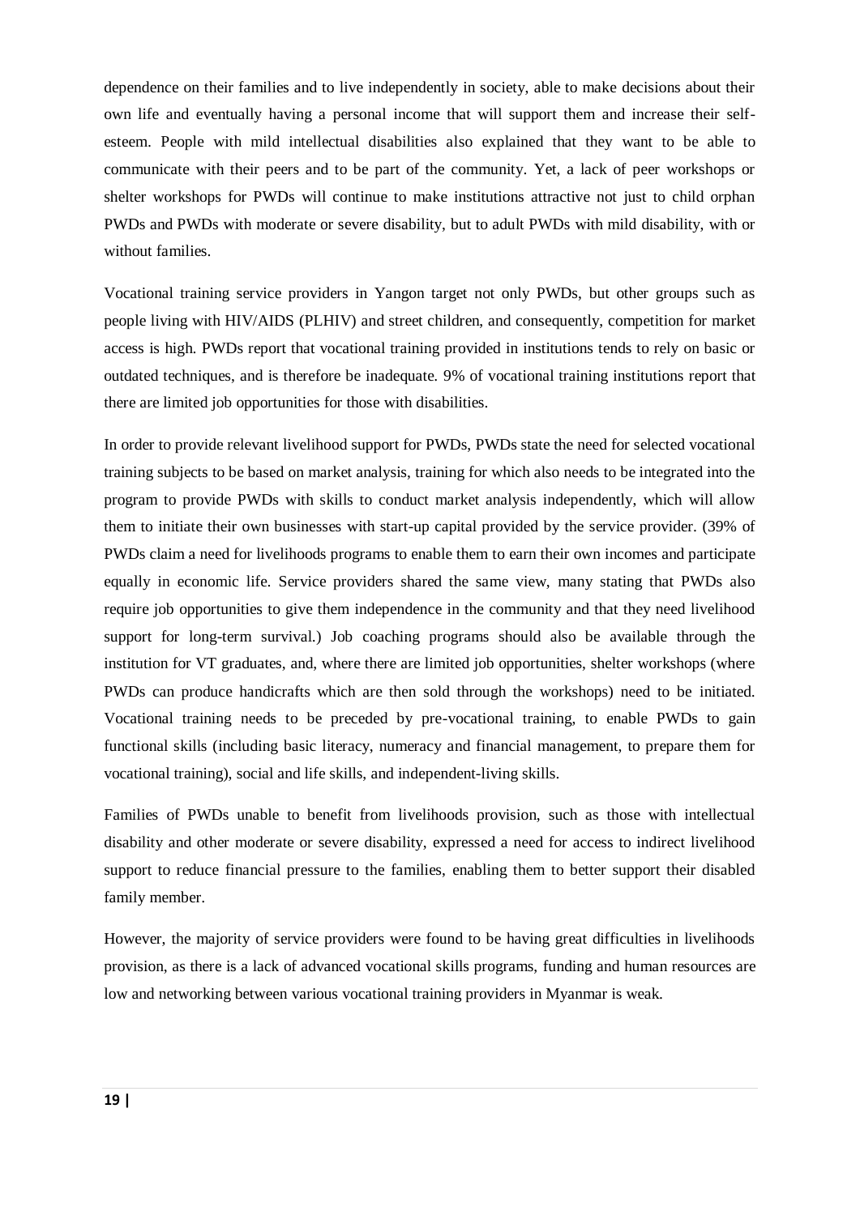dependence on their families and to live independently in society, able to make decisions about their own life and eventually having a personal income that will support them and increase their self-esteem. People with mild intellectual disabilities also explained that they want to be able to communicate with their peers and to be part of the community. Yet, a lack of peer workshops or shelter workshops for PWDs will continue to make institutions attractive not just to child orphan PWDs and PWDs with moderate or severe disability, but to adult PWDs with mild disability, with or without families.

Vocational training service providers in Yangon target not only PWDs, but other groups such as people living with HIV/AIDS (PLHIV) and street children, and consequently, competition for market access is high. PWDs report that vocational training provided in institutions tends to rely on basic or outdated techniques, and is therefore be inadequate. 9% of vocational training institutions report that there are limited job opportunities for those with disabilities.

In order to provide relevant livelihood support for PWDs, PWDs state the need for selected vocational training subjects to be based on market analysis, training for which also needs to be integrated into the program to provide PWDs with skills to conduct market analysis independently, which will allow them to initiate their own businesses with start-up capital provided by the service provider. (39% of PWDs claim a need for livelihoods programs to enable them to earn their own incomes and participate equally in economic life. Service providers shared the same view, many stating that PWDs also require job opportunities to give them independence in the community and that they need livelihood support for long-term survival.) Job coaching programs should also be available through the institution for VT graduates, and, where there are limited job opportunities, shelter workshops (where PWDs can produce handicrafts which are then sold through the workshops) need to be initiated. Vocational training needs to be preceded by pre-vocational training, to enable PWDs to gain functional skills (including basic literacy, numeracy and financial management, to prepare them for vocational training), social and life skills, and independent-living skills.

Families of PWDs unable to benefit from livelihoods provision, such as those with intellectual disability and other moderate or severe disability, expressed a need for access to indirect livelihood support to reduce financial pressure to the families, enabling them to better support their disabled family member.

However, the majority of service providers were found to be having great difficulties in livelihoods provision, as there is a lack of advanced vocational skills programs, funding and human resources are low and networking between various vocational training providers in Myanmar is weak.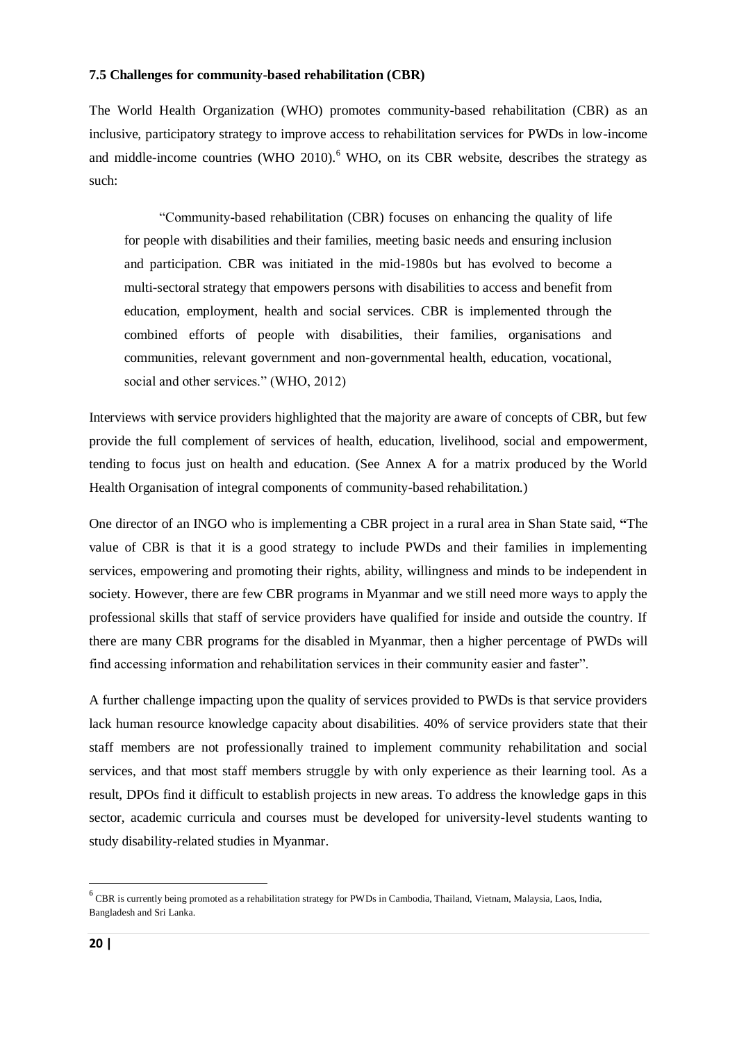### 7.5 Challenges for community-based rehabilitation (CBR)

The World Health Organization (WHO) promotes community-based rehabilitation (CBR) as an inclusive, participatory strategy to improve access to rehabilitation services for PWDs in low-income and middle-income countries (WHO 2010).[6] WHO, on its CBR website, describes the strategy as such:

> "Community-based rehabilitation (CBR) focuses on enhancing the quality of life for people with disabilities and their families, meeting basic needs and ensuring inclusion and participation. CBR was initiated in the mid-1980s but has evolved to become a multi-sectoral strategy that empowers persons with disabilities to access and benefit from education, employment, health and social services. CBR is implemented through the combined efforts of people with disabilities, their families, organisations and communities, relevant government and non-governmental health, education, vocational, social and other services." (WHO, 2012)

Interviews with **s**ervice providers highlighted that the majority are aware of concepts of CBR, but few provide the full complement of services of health, education, livelihood, social and empowerment, tending to focus just on health and education. (See Annex A for a matrix produced by the World Health Organisation of integral components of community-based rehabilitation.)

One director of an INGO who is implementing a CBR project in a rural area in Shan State said, **"**The value of CBR is that it is a good strategy to include PWDs and their families in implementing services, empowering and promoting their rights, ability, willingness and minds to be independent in society. However, there are few CBR programs in Myanmar and we still need more ways to apply the professional skills that staff of service providers have qualified for inside and outside the country. If there are many CBR programs for the disabled in Myanmar, then a higher percentage of PWDs will find accessing information and rehabilitation services in their community easier and faster".

A further challenge impacting upon the quality of services provided to PWDs is that service providers lack human resource knowledge capacity about disabilities. 40% of service providers state that their staff members are not professionally trained to implement community rehabilitation and social services, and that most staff members struggle by with only experience as their learning tool. As a result, DPOs find it difficult to establish projects in new areas. To address the knowledge gaps in this sector, academic curricula and courses must be developed for university-level students wanting to study disability-related studies in Myanmar.

[6] CBR is currently being promoted as a rehabilitation strategy for PWDs in Cambodia, Thailand, Vietnam, Malaysia, Laos, India, Bangladesh and Sri Lanka.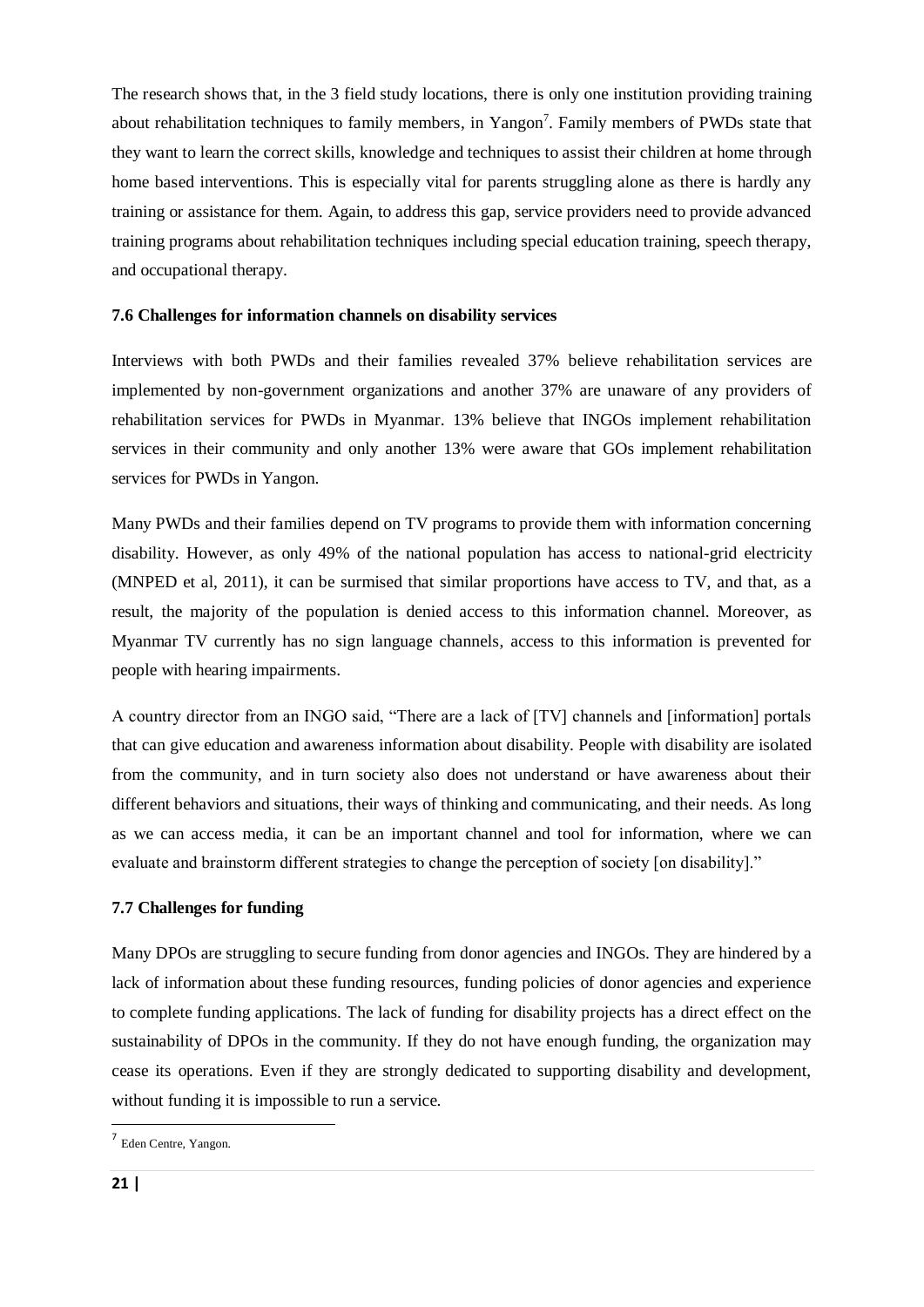The research shows that, in the 3 field study locations, there is only one institution providing training about rehabilitation techniques to family members, in Yangon[7]. Family members of PWDs state that they want to learn the correct skills, knowledge and techniques to assist their children at home through home based interventions. This is especially vital for parents struggling alone as there is hardly any training or assistance for them. Again, to address this gap, service providers need to provide advanced training programs about rehabilitation techniques including special education training, speech therapy, and occupational therapy.

### 7.6 Challenges for information channels on disability services

Interviews with both PWDs and their families revealed 37% believe rehabilitation services are implemented by non-government organizations and another 37% are unaware of any providers of rehabilitation services for PWDs in Myanmar. 13% believe that INGOs implement rehabilitation services in their community and only another 13% were aware that GOs implement rehabilitation services for PWDs in Yangon.

Many PWDs and their families depend on TV programs to provide them with information concerning disability. However, as only 49% of the national population has access to national-grid electricity (MNPED et al, 2011), it can be surmised that similar proportions have access to TV, and that, as a result, the majority of the population is denied access to this information channel. Moreover, as Myanmar TV currently has no sign language channels, access to this information is prevented for people with hearing impairments.

A country director from an INGO said, "There are a lack of [TV] channels and [information] portals that can give education and awareness information about disability. People with disability are isolated from the community, and in turn society also does not understand or have awareness about their different behaviors and situations, their ways of thinking and communicating, and their needs. As long as we can access media, it can be an important channel and tool for information, where we can evaluate and brainstorm different strategies to change the perception of society [on disability]."

### 7.7 Challenges for funding

Many DPOs are struggling to secure funding from donor agencies and INGOs. They are hindered by a lack of information about these funding resources, funding policies of donor agencies and experience to complete funding applications. The lack of funding for disability projects has a direct effect on the sustainability of DPOs in the community. If they do not have enough funding, the organization may cease its operations. Even if they are strongly dedicated to supporting disability and development, without funding it is impossible to run a service.

[7] Eden Centre, Yangon.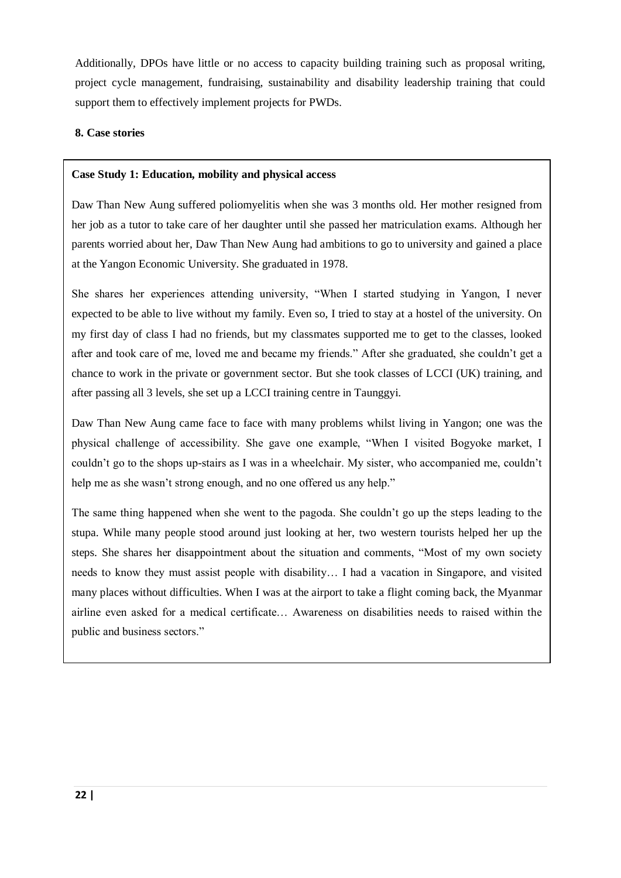Additionally, DPOs have little or no access to capacity building training such as proposal writing, project cycle management, fundraising, sustainability and disability leadership training that could support them to effectively implement projects for PWDs.

## 8. Case stories

### Case Study 1: Education, mobility and physical access

Daw Than New Aung suffered poliomyelitis when she was 3 months old. Her mother resigned from her job as a tutor to take care of her daughter until she passed her matriculation exams. Although her parents worried about her, Daw Than New Aung had ambitions to go to university and gained a place at the Yangon Economic University. She graduated in 1978.

She shares her experiences attending university, "When I started studying in Yangon, I never expected to be able to live without my family. Even so, I tried to stay at a hostel of the university. On my first day of class I had no friends, but my classmates supported me to get to the classes, looked after and took care of me, loved me and became my friends." After she graduated, she couldn't get a chance to work in the private or government sector. But she took classes of LCCI (UK) training, and after passing all 3 levels, she set up a LCCI training centre in Taunggyi.

Daw Than New Aung came face to face with many problems whilst living in Yangon; one was the physical challenge of accessibility. She gave one example, "When I visited Bogyoke market, I couldn't go to the shops up-stairs as I was in a wheelchair. My sister, who accompanied me, couldn't help me as she wasn't strong enough, and no one offered us any help."

The same thing happened when she went to the pagoda. She couldn't go up the steps leading to the stupa. While many people stood around just looking at her, two western tourists helped her up the steps. She shares her disappointment about the situation and comments, "Most of my own society needs to know they must assist people with disability… I had a vacation in Singapore, and visited many places without difficulties. When I was at the airport to take a flight coming back, the Myanmar airline even asked for a medical certificate… Awareness on disabilities needs to raised within the public and business sectors."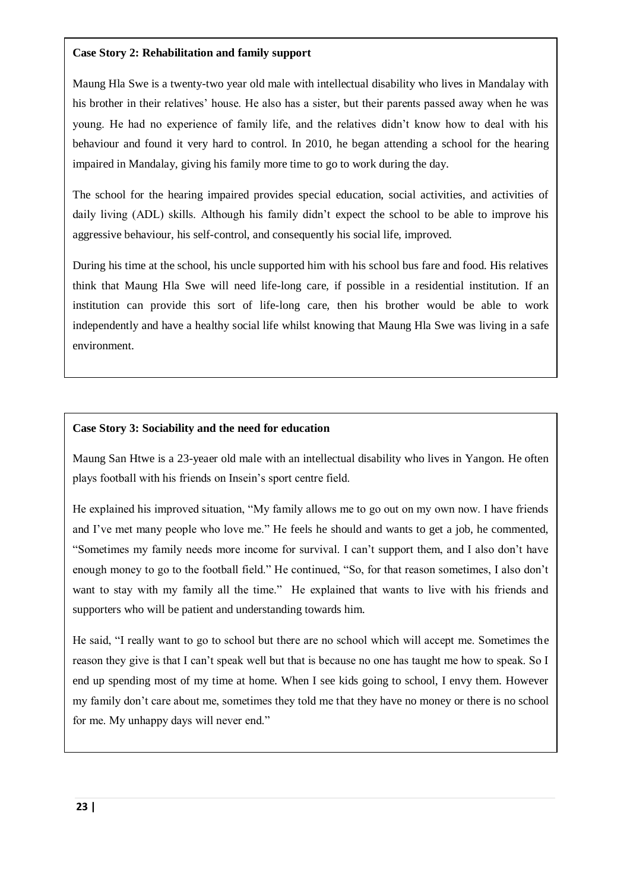**Case Story 2: Rehabilitation and family support**

Maung Hla Swe is a twenty-two year old male with intellectual disability who lives in Mandalay with his brother in their relatives' house. He also has a sister, but their parents passed away when he was young. He had no experience of family life, and the relatives didn't know how to deal with his behaviour and found it very hard to control. In 2010, he began attending a school for the hearing impaired in Mandalay, giving his family more time to go to work during the day.

The school for the hearing impaired provides special education, social activities, and activities of daily living (ADL) skills. Although his family didn't expect the school to be able to improve his aggressive behaviour, his self-control, and consequently his social life, improved.

During his time at the school, his uncle supported him with his school bus fare and food. His relatives think that Maung Hla Swe will need life-long care, if possible in a residential institution. If an institution can provide this sort of life-long care, then his brother would be able to work independently and have a healthy social life whilst knowing that Maung Hla Swe was living in a safe environment.

**Case Story 3: Sociability and the need for education**

Maung San Htwe is a 23-yeaer old male with an intellectual disability who lives in Yangon. He often plays football with his friends on Insein's sport centre field.

He explained his improved situation, "My family allows me to go out on my own now. I have friends and I've met many people who love me." He feels he should and wants to get a job, he commented, "Sometimes my family needs more income for survival. I can't support them, and I also don't have enough money to go to the football field." He continued, "So, for that reason sometimes, I also don't want to stay with my family all the time." He explained that wants to live with his friends and supporters who will be patient and understanding towards him.

He said, "I really want to go to school but there are no school which will accept me. Sometimes the reason they give is that I can't speak well but that is because no one has taught me how to speak. So I end up spending most of my time at home. When I see kids going to school, I envy them. However my family don't care about me, sometimes they told me that they have no money or there is no school for me. My unhappy days will never end."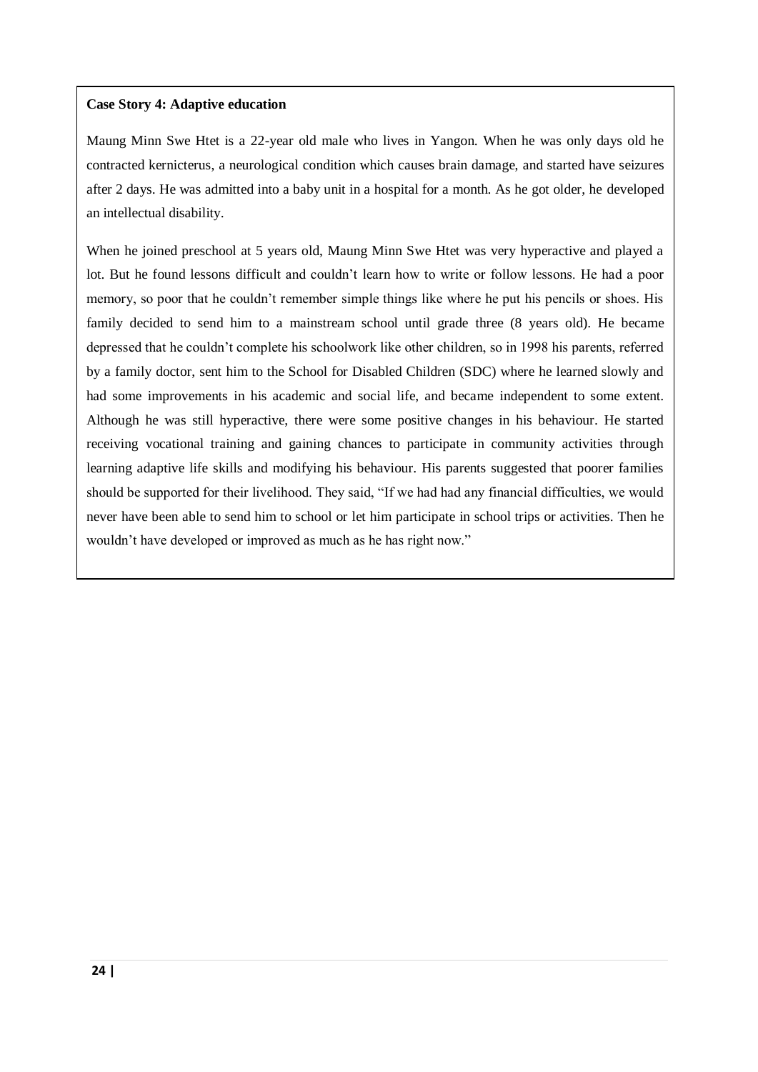**Case Story 4: Adaptive education**

Maung Minn Swe Htet is a 22-year old male who lives in Yangon. When he was only days old he contracted kernicterus, a neurological condition which causes brain damage, and started have seizures after 2 days. He was admitted into a baby unit in a hospital for a month. As he got older, he developed an intellectual disability.

When he joined preschool at 5 years old, Maung Minn Swe Htet was very hyperactive and played a lot. But he found lessons difficult and couldn't learn how to write or follow lessons. He had a poor memory, so poor that he couldn't remember simple things like where he put his pencils or shoes. His family decided to send him to a mainstream school until grade three (8 years old). He became depressed that he couldn't complete his schoolwork like other children, so in 1998 his parents, referred by a family doctor, sent him to the School for Disabled Children (SDC) where he learned slowly and had some improvements in his academic and social life, and became independent to some extent. Although he was still hyperactive, there were some positive changes in his behaviour. He started receiving vocational training and gaining chances to participate in community activities through learning adaptive life skills and modifying his behaviour. His parents suggested that poorer families should be supported for their livelihood. They said, "If we had had any financial difficulties, we would never have been able to send him to school or let him participate in school trips or activities. Then he wouldn't have developed or improved as much as he has right now."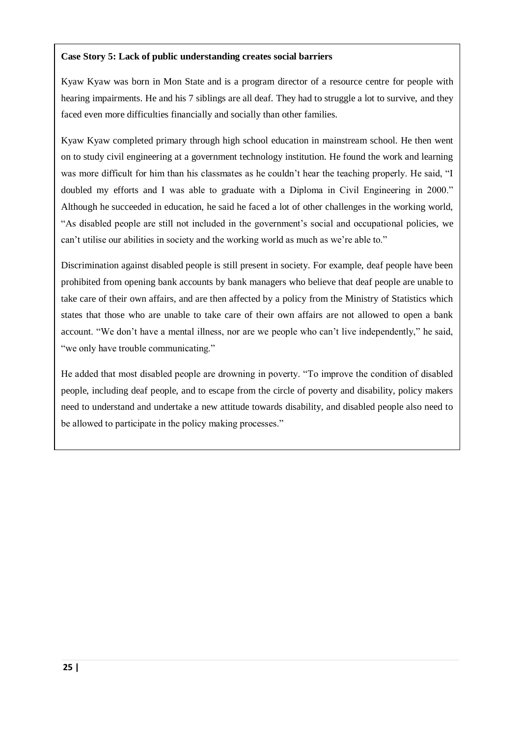**Case Story 5: Lack of public understanding creates social barriers**

Kyaw Kyaw was born in Mon State and is a program director of a resource centre for people with hearing impairments. He and his 7 siblings are all deaf. They had to struggle a lot to survive, and they faced even more difficulties financially and socially than other families.

Kyaw Kyaw completed primary through high school education in mainstream school. He then went on to study civil engineering at a government technology institution. He found the work and learning was more difficult for him than his classmates as he couldn't hear the teaching properly. He said, "I doubled my efforts and I was able to graduate with a Diploma in Civil Engineering in 2000." Although he succeeded in education, he said he faced a lot of other challenges in the working world, "As disabled people are still not included in the government's social and occupational policies, we can't utilise our abilities in society and the working world as much as we're able to."

Discrimination against disabled people is still present in society. For example, deaf people have been prohibited from opening bank accounts by bank managers who believe that deaf people are unable to take care of their own affairs, and are then affected by a policy from the Ministry of Statistics which states that those who are unable to take care of their own affairs are not allowed to open a bank account. "We don't have a mental illness, nor are we people who can't live independently," he said, "we only have trouble communicating."

He added that most disabled people are drowning in poverty. "To improve the condition of disabled people, including deaf people, and to escape from the circle of poverty and disability, policy makers need to understand and undertake a new attitude towards disability, and disabled people also need to be allowed to participate in the policy making processes."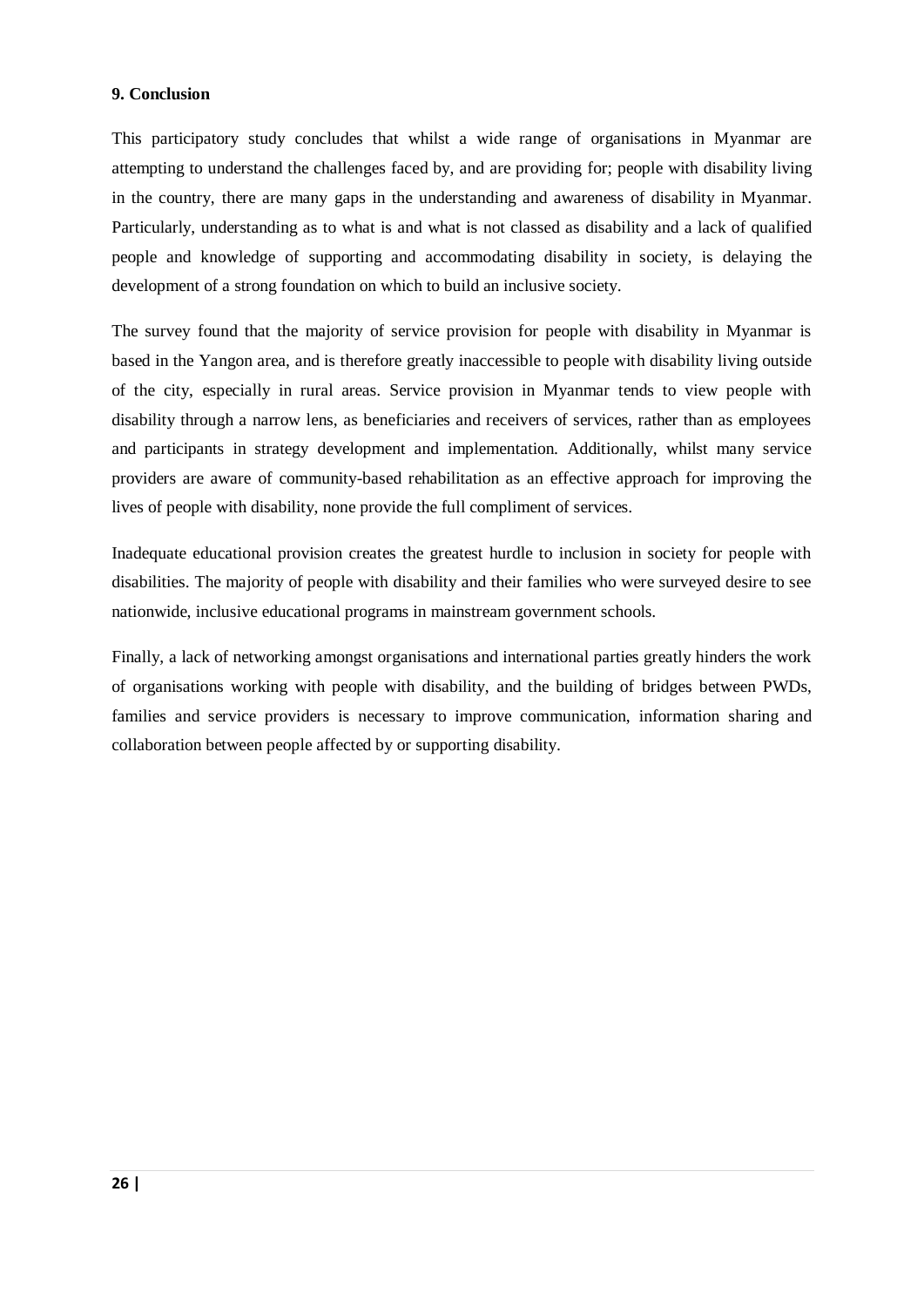## 9. Conclusion

This participatory study concludes that whilst a wide range of organisations in Myanmar are attempting to understand the challenges faced by, and are providing for; people with disability living in the country, there are many gaps in the understanding and awareness of disability in Myanmar. Particularly, understanding as to what is and what is not classed as disability and a lack of qualified people and knowledge of supporting and accommodating disability in society, is delaying the development of a strong foundation on which to build an inclusive society.

The survey found that the majority of service provision for people with disability in Myanmar is based in the Yangon area, and is therefore greatly inaccessible to people with disability living outside of the city, especially in rural areas. Service provision in Myanmar tends to view people with disability through a narrow lens, as beneficiaries and receivers of services, rather than as employees and participants in strategy development and implementation. Additionally, whilst many service providers are aware of community-based rehabilitation as an effective approach for improving the lives of people with disability, none provide the full compliment of services.

Inadequate educational provision creates the greatest hurdle to inclusion in society for people with disabilities. The majority of people with disability and their families who were surveyed desire to see nationwide, inclusive educational programs in mainstream government schools.

Finally, a lack of networking amongst organisations and international parties greatly hinders the work of organisations working with people with disability, and the building of bridges between PWDs, families and service providers is necessary to improve communication, information sharing and collaboration between people affected by or supporting disability.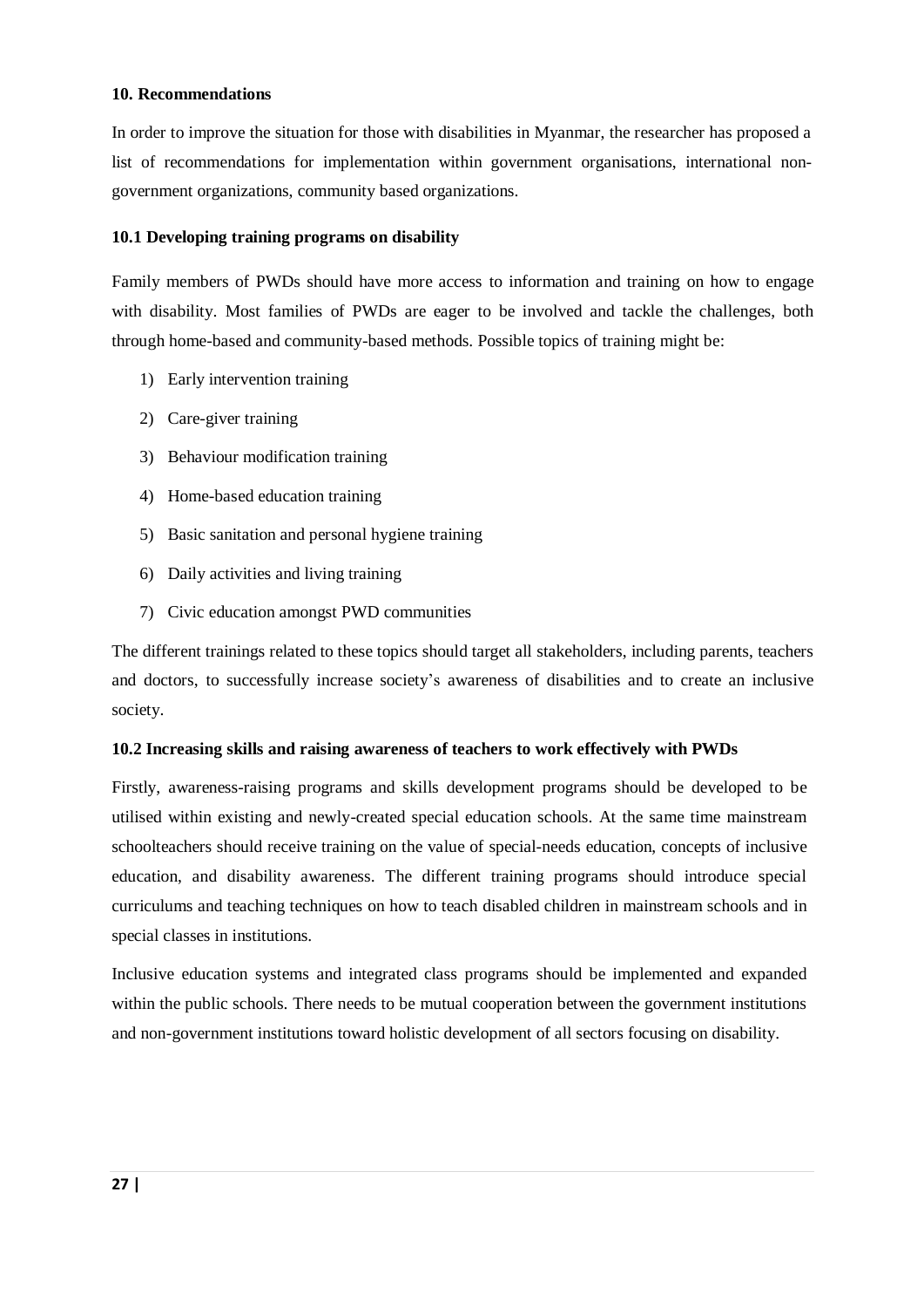## 10. Recommendations

In order to improve the situation for those with disabilities in Myanmar, the researcher has proposed a list of recommendations for implementation within government organisations, international non-government organizations, community based organizations.

### 10.1 Developing training programs on disability

Family members of PWDs should have more access to information and training on how to engage with disability. Most families of PWDs are eager to be involved and tackle the challenges, both through home-based and community-based methods. Possible topics of training might be:

1) Early intervention training
2) Care-giver training
3) Behaviour modification training
4) Home-based education training
5) Basic sanitation and personal hygiene training
6) Daily activities and living training
7) Civic education amongst PWD communities

The different trainings related to these topics should target all stakeholders, including parents, teachers and doctors, to successfully increase society's awareness of disabilities and to create an inclusive society.

### 10.2 Increasing skills and raising awareness of teachers to work effectively with PWDs

Firstly, awareness-raising programs and skills development programs should be developed to be utilised within existing and newly-created special education schools. At the same time mainstream schoolteachers should receive training on the value of special-needs education, concepts of inclusive education, and disability awareness. The different training programs should introduce special curriculums and teaching techniques on how to teach disabled children in mainstream schools and in special classes in institutions.

Inclusive education systems and integrated class programs should be implemented and expanded within the public schools. There needs to be mutual cooperation between the government institutions and non-government institutions toward holistic development of all sectors focusing on disability.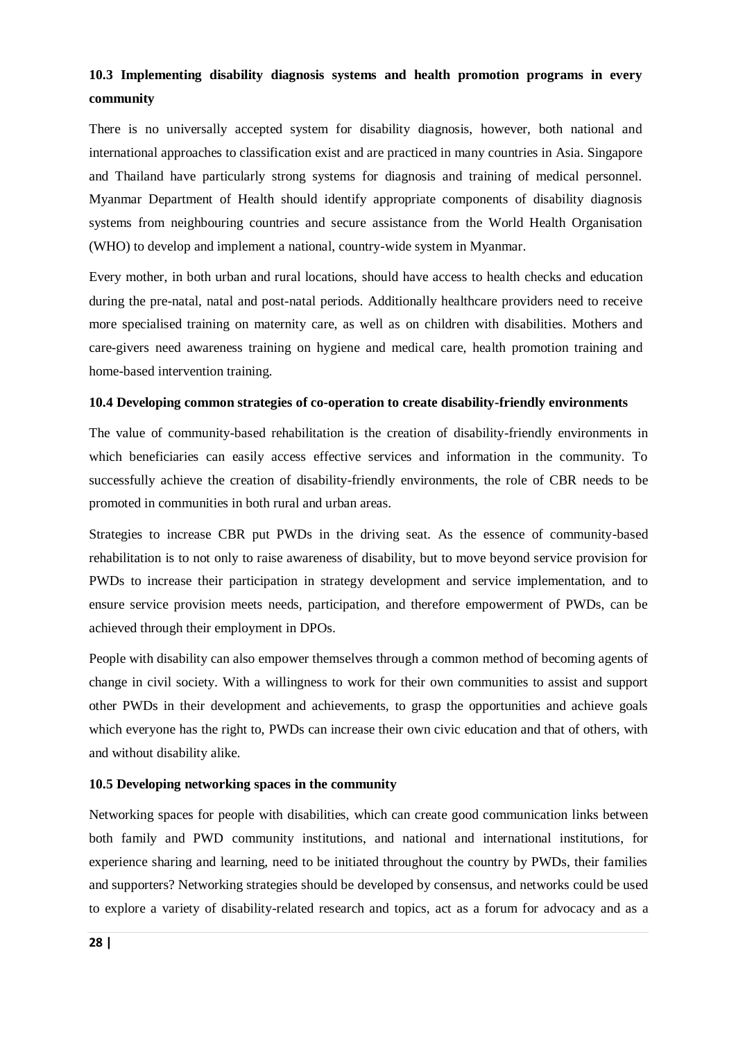### 10.3 Implementing disability diagnosis systems and health promotion programs in every community

There is no universally accepted system for disability diagnosis, however, both national and international approaches to classification exist and are practiced in many countries in Asia. Singapore and Thailand have particularly strong systems for diagnosis and training of medical personnel. Myanmar Department of Health should identify appropriate components of disability diagnosis systems from neighbouring countries and secure assistance from the World Health Organisation (WHO) to develop and implement a national, country-wide system in Myanmar.

Every mother, in both urban and rural locations, should have access to health checks and education during the pre-natal, natal and post-natal periods. Additionally healthcare providers need to receive more specialised training on maternity care, as well as on children with disabilities. Mothers and care-givers need awareness training on hygiene and medical care, health promotion training and home-based intervention training.

### 10.4 Developing common strategies of co-operation to create disability-friendly environments

The value of community-based rehabilitation is the creation of disability-friendly environments in which beneficiaries can easily access effective services and information in the community. To successfully achieve the creation of disability-friendly environments, the role of CBR needs to be promoted in communities in both rural and urban areas.

Strategies to increase CBR put PWDs in the driving seat. As the essence of community-based rehabilitation is to not only to raise awareness of disability, but to move beyond service provision for PWDs to increase their participation in strategy development and service implementation, and to ensure service provision meets needs, participation, and therefore empowerment of PWDs, can be achieved through their employment in DPOs.

People with disability can also empower themselves through a common method of becoming agents of change in civil society. With a willingness to work for their own communities to assist and support other PWDs in their development and achievements, to grasp the opportunities and achieve goals which everyone has the right to, PWDs can increase their own civic education and that of others, with and without disability alike.

### 10.5 Developing networking spaces in the community

Networking spaces for people with disabilities, which can create good communication links between both family and PWD community institutions, and national and international institutions, for experience sharing and learning, need to be initiated throughout the country by PWDs, their families and supporters? Networking strategies should be developed by consensus, and networks could be used to explore a variety of disability-related research and topics, act as a forum for advocacy and as a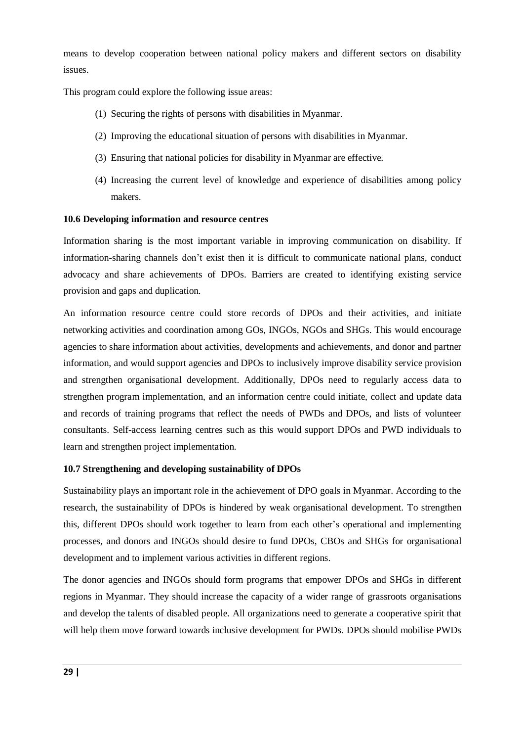means to develop cooperation between national policy makers and different sectors on disability issues.

This program could explore the following issue areas:

(1) Securing the rights of persons with disabilities in Myanmar.

(2) Improving the educational situation of persons with disabilities in Myanmar.

(3) Ensuring that national policies for disability in Myanmar are effective.

(4) Increasing the current level of knowledge and experience of disabilities among policy makers.

**10.6 Developing information and resource centres**

Information sharing is the most important variable in improving communication on disability. If information-sharing channels don't exist then it is difficult to communicate national plans, conduct advocacy and share achievements of DPOs. Barriers are created to identifying existing service provision and gaps and duplication.

An information resource centre could store records of DPOs and their activities, and initiate networking activities and coordination among GOs, INGOs, NGOs and SHGs. This would encourage agencies to share information about activities, developments and achievements, and donor and partner information, and would support agencies and DPOs to inclusively improve disability service provision and strengthen organisational development. Additionally, DPOs need to regularly access data to strengthen program implementation, and an information centre could initiate, collect and update data and records of training programs that reflect the needs of PWDs and DPOs, and lists of volunteer consultants. Self-access learning centres such as this would support DPOs and PWD individuals to learn and strengthen project implementation.

**10.7 Strengthening and developing sustainability of DPOs**

Sustainability plays an important role in the achievement of DPO goals in Myanmar. According to the research, the sustainability of DPOs is hindered by weak organisational development. To strengthen this, different DPOs should work together to learn from each other's operational and implementing processes, and donors and INGOs should desire to fund DPOs, CBOs and SHGs for organisational development and to implement various activities in different regions.

The donor agencies and INGOs should form programs that empower DPOs and SHGs in different regions in Myanmar. They should increase the capacity of a wider range of grassroots organisations and develop the talents of disabled people. All organizations need to generate a cooperative spirit that will help them move forward towards inclusive development for PWDs. DPOs should mobilise PWDs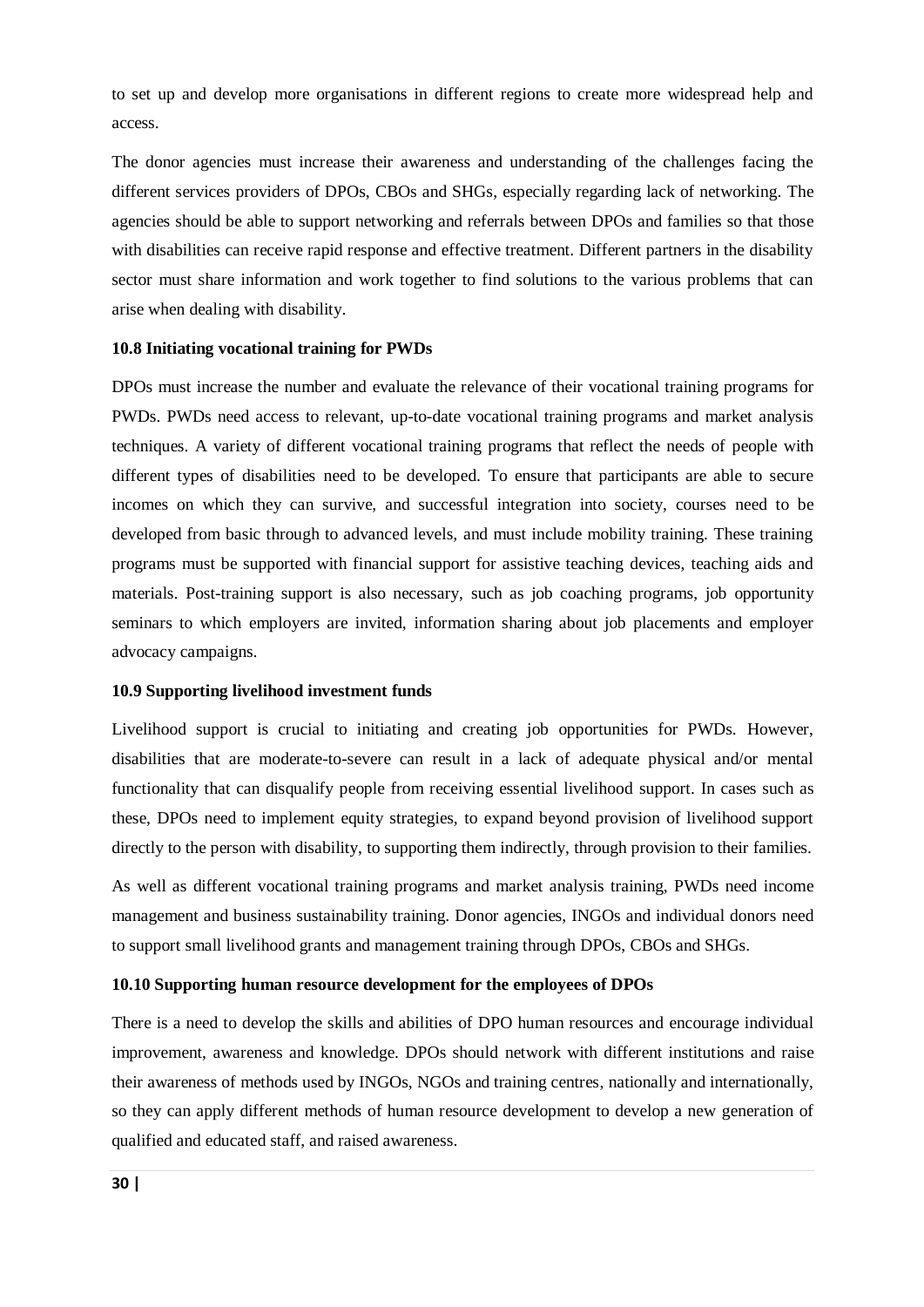to set up and develop more organisations in different regions to create more widespread help and access.

The donor agencies must increase their awareness and understanding of the challenges facing the different services providers of DPOs, CBOs and SHGs, especially regarding lack of networking. The agencies should be able to support networking and referrals between DPOs and families so that those with disabilities can receive rapid response and effective treatment. Different partners in the disability sector must share information and work together to find solutions to the various problems that can arise when dealing with disability.

### 10.8 Initiating vocational training for PWDs

DPOs must increase the number and evaluate the relevance of their vocational training programs for PWDs. PWDs need access to relevant, up-to-date vocational training programs and market analysis techniques. A variety of different vocational training programs that reflect the needs of people with different types of disabilities need to be developed. To ensure that participants are able to secure incomes on which they can survive, and successful integration into society, courses need to be developed from basic through to advanced levels, and must include mobility training. These training programs must be supported with financial support for assistive teaching devices, teaching aids and materials. Post-training support is also necessary, such as job coaching programs, job opportunity seminars to which employers are invited, information sharing about job placements and employer advocacy campaigns.

### 10.9 Supporting livelihood investment funds

Livelihood support is crucial to initiating and creating job opportunities for PWDs. However, disabilities that are moderate-to-severe can result in a lack of adequate physical and/or mental functionality that can disqualify people from receiving essential livelihood support. In cases such as these, DPOs need to implement equity strategies, to expand beyond provision of livelihood support directly to the person with disability, to supporting them indirectly, through provision to their families.

As well as different vocational training programs and market analysis training, PWDs need income management and business sustainability training. Donor agencies, INGOs and individual donors need to support small livelihood grants and management training through DPOs, CBOs and SHGs.

### 10.10 Supporting human resource development for the employees of DPOs

There is a need to develop the skills and abilities of DPO human resources and encourage individual improvement, awareness and knowledge. DPOs should network with different institutions and raise their awareness of methods used by INGOs, NGOs and training centres, nationally and internationally, so they can apply different methods of human resource development to develop a new generation of qualified and educated staff, and raised awareness.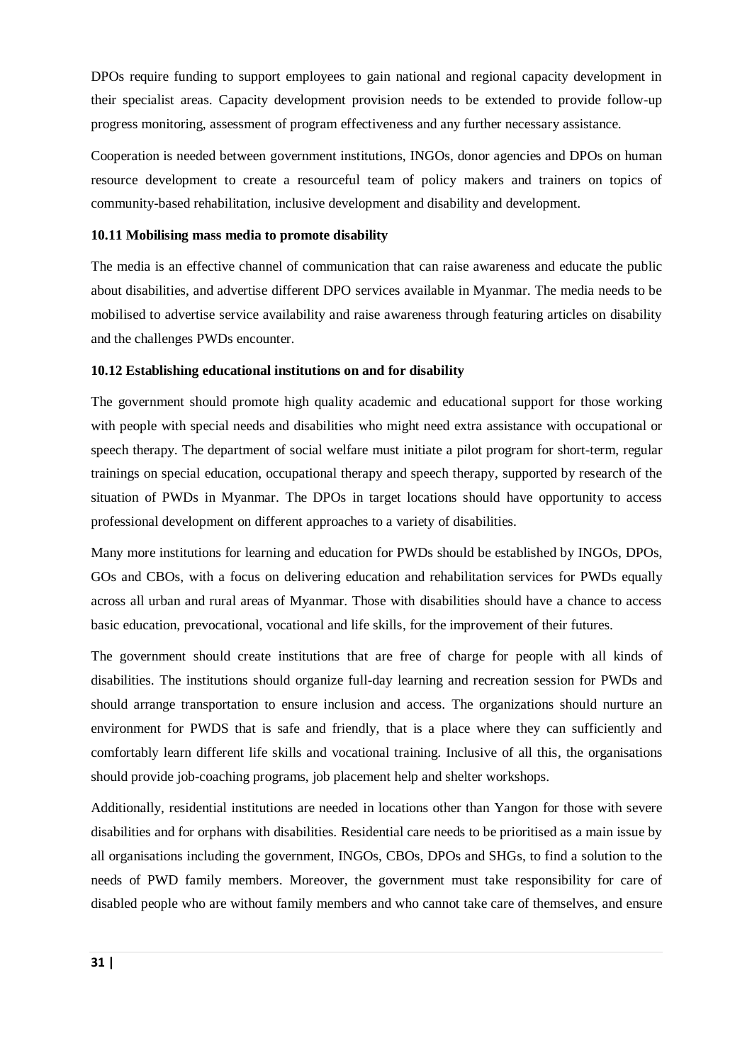DPOs require funding to support employees to gain national and regional capacity development in their specialist areas. Capacity development provision needs to be extended to provide follow-up progress monitoring, assessment of program effectiveness and any further necessary assistance.

Cooperation is needed between government institutions, INGOs, donor agencies and DPOs on human resource development to create a resourceful team of policy makers and trainers on topics of community-based rehabilitation, inclusive development and disability and development.

### 10.11 Mobilising mass media to promote disability

The media is an effective channel of communication that can raise awareness and educate the public about disabilities, and advertise different DPO services available in Myanmar. The media needs to be mobilised to advertise service availability and raise awareness through featuring articles on disability and the challenges PWDs encounter.

### 10.12 Establishing educational institutions on and for disability

The government should promote high quality academic and educational support for those working with people with special needs and disabilities who might need extra assistance with occupational or speech therapy. The department of social welfare must initiate a pilot program for short-term, regular trainings on special education, occupational therapy and speech therapy, supported by research of the situation of PWDs in Myanmar. The DPOs in target locations should have opportunity to access professional development on different approaches to a variety of disabilities.

Many more institutions for learning and education for PWDs should be established by INGOs, DPOs, GOs and CBOs, with a focus on delivering education and rehabilitation services for PWDs equally across all urban and rural areas of Myanmar. Those with disabilities should have a chance to access basic education, prevocational, vocational and life skills, for the improvement of their futures.

The government should create institutions that are free of charge for people with all kinds of disabilities. The institutions should organize full-day learning and recreation session for PWDs and should arrange transportation to ensure inclusion and access. The organizations should nurture an environment for PWDS that is safe and friendly, that is a place where they can sufficiently and comfortably learn different life skills and vocational training. Inclusive of all this, the organisations should provide job-coaching programs, job placement help and shelter workshops.

Additionally, residential institutions are needed in locations other than Yangon for those with severe disabilities and for orphans with disabilities. Residential care needs to be prioritised as a main issue by all organisations including the government, INGOs, CBOs, DPOs and SHGs, to find a solution to the needs of PWD family members. Moreover, the government must take responsibility for care of disabled people who are without family members and who cannot take care of themselves, and ensure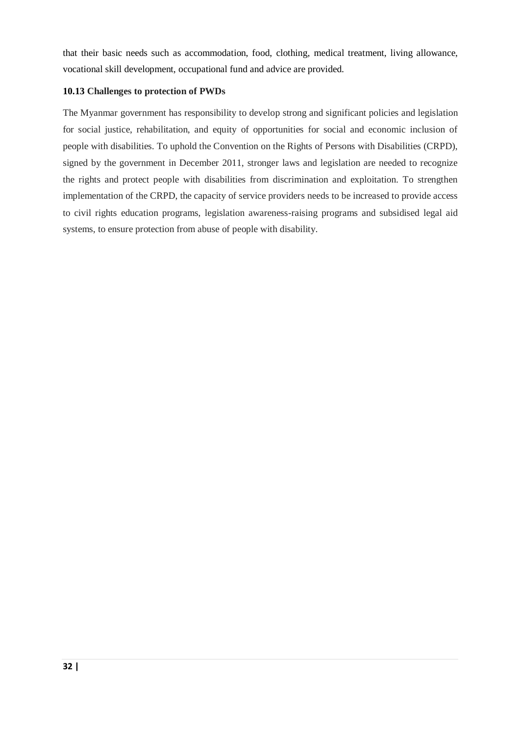that their basic needs such as accommodation, food, clothing, medical treatment, living allowance, vocational skill development, occupational fund and advice are provided.

### 10.13 Challenges to protection of PWDs

The Myanmar government has responsibility to develop strong and significant policies and legislation for social justice, rehabilitation, and equity of opportunities for social and economic inclusion of people with disabilities. To uphold the Convention on the Rights of Persons with Disabilities (CRPD), signed by the government in December 2011, stronger laws and legislation are needed to recognize the rights and protect people with disabilities from discrimination and exploitation. To strengthen implementation of the CRPD, the capacity of service providers needs to be increased to provide access to civil rights education programs, legislation awareness-raising programs and subsidised legal aid systems, to ensure protection from abuse of people with disability.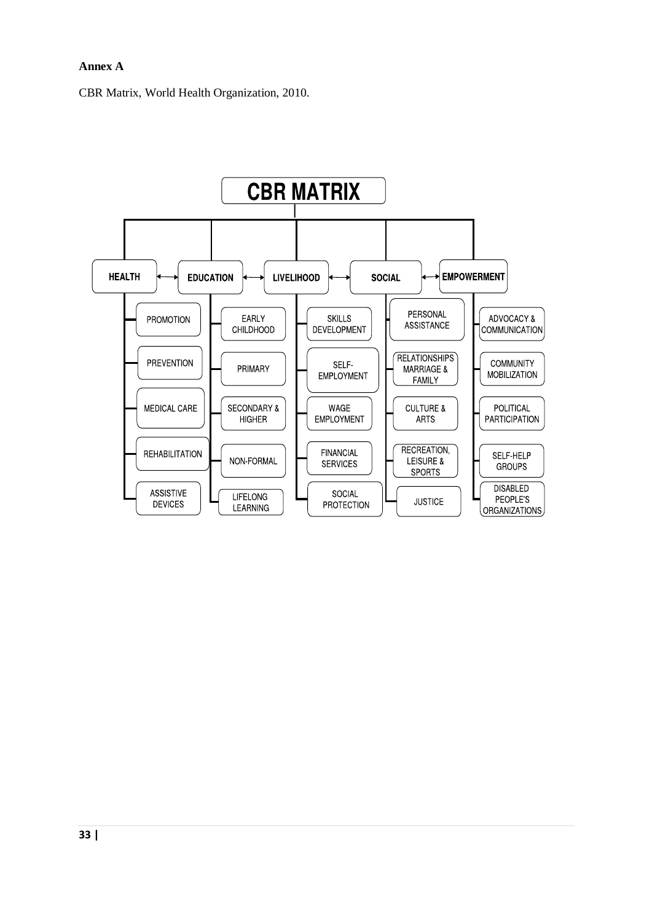**Annex A**

CBR Matrix, World Health Organization, 2010.

**CBR MATRIX**

| HEALTH | EDUCATION | LIVELIHOOD | SOCIAL | EMPOWERMENT |
|---|---|---|---|---|
| PROMOTION | EARLY CHILDHOOD | SKILLS DEVELOPMENT | PERSONAL ASSISTANCE | ADVOCACY & COMMUNICATION |
| PREVENTION | PRIMARY | SELF-EMPLOYMENT | RELATIONSHIPS MARRIAGE & FAMILY | COMMUNITY MOBILIZATION |
| MEDICAL CARE | SECONDARY & HIGHER | WAGE EMPLOYMENT | CULTURE & ARTS | POLITICAL PARTICIPATION |
| REHABILITATION | NON-FORMAL | FINANCIAL SERVICES | RECREATION, LEISURE & SPORTS | SELF-HELP GROUPS |
| ASSISTIVE DEVICES | LIFELONG LEARNING | SOCIAL PROTECTION | JUSTICE | DISABLED PEOPLE'S ORGANIZATIONS |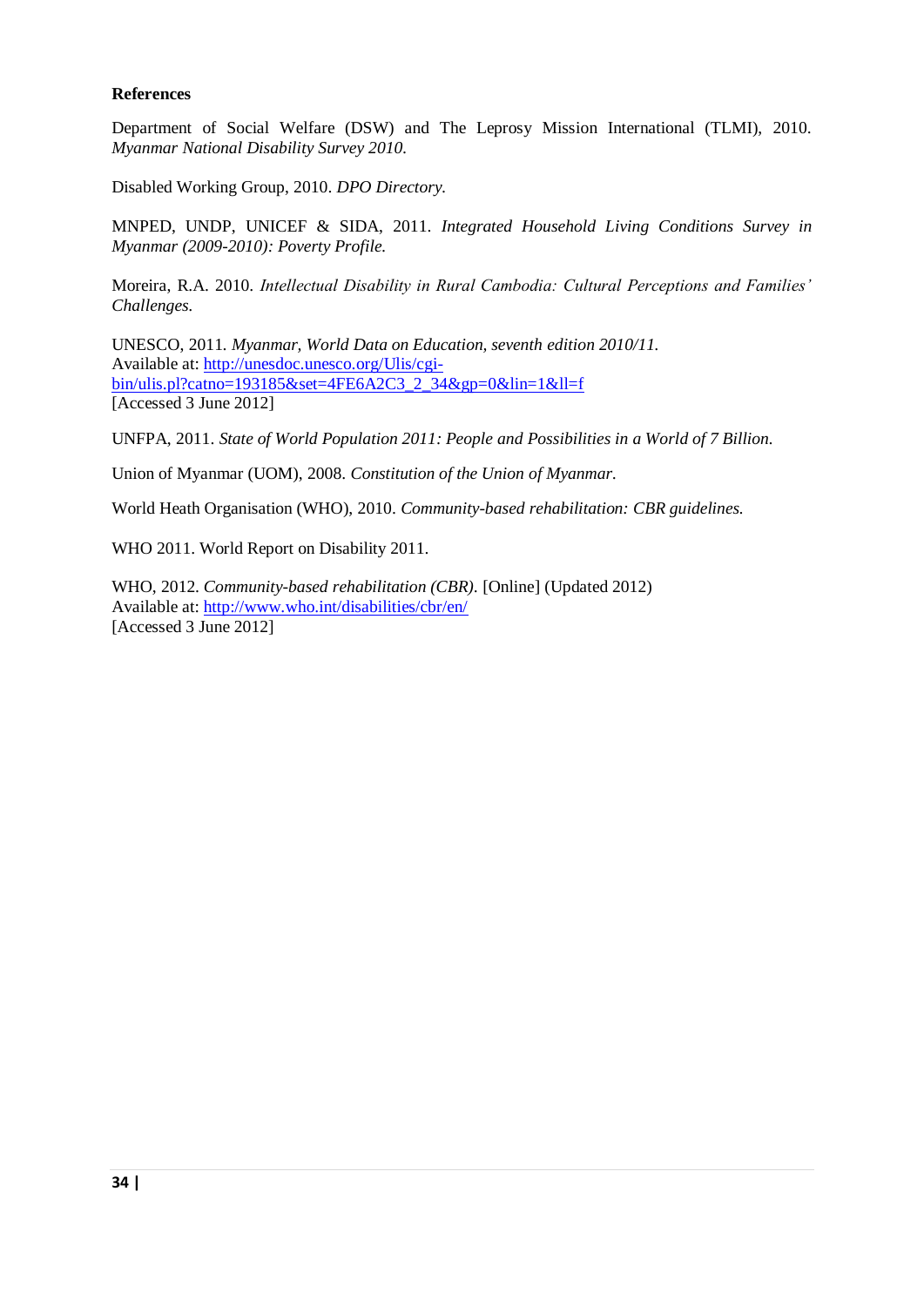## References

Department of Social Welfare (DSW) and The Leprosy Mission International (TLMI), 2010. *Myanmar National Disability Survey 2010.*

Disabled Working Group, 2010. *DPO Directory.*

MNPED, UNDP, UNICEF & SIDA, 2011. *Integrated Household Living Conditions Survey in Myanmar (2009-2010): Poverty Profile.*

Moreira, R.A. 2010. *Intellectual Disability in Rural Cambodia: Cultural Perceptions and Families' Challenges.*

UNESCO, 2011. *Myanmar, World Data on Education, seventh edition 2010/11.*
Available at: [http://unesdoc.unesco.org/Ulis/cgi-bin/ulis.pl?catno=193185&set=4FE6A2C3_2_34&gp=0&lin=1&ll=f](http://unesdoc.unesco.org/Ulis/cgi-bin/ulis.pl?catno=193185&set=4FE6A2C3_2_34&gp=0&lin=1&ll=f)
[Accessed 3 June 2012]

UNFPA, 2011. *State of World Population 2011: People and Possibilities in a World of 7 Billion.*

Union of Myanmar (UOM), 2008. *Constitution of the Union of Myanmar.*

World Heath Organisation (WHO), 2010. *Community-based rehabilitation: CBR guidelines.*

WHO 2011. World Report on Disability 2011.

WHO, 2012. *Community-based rehabilitation (CBR).* [Online] (Updated 2012)
Available at: [http://www.who.int/disabilities/cbr/en/](http://www.who.int/disabilities/cbr/en/)
[Accessed 3 June 2012]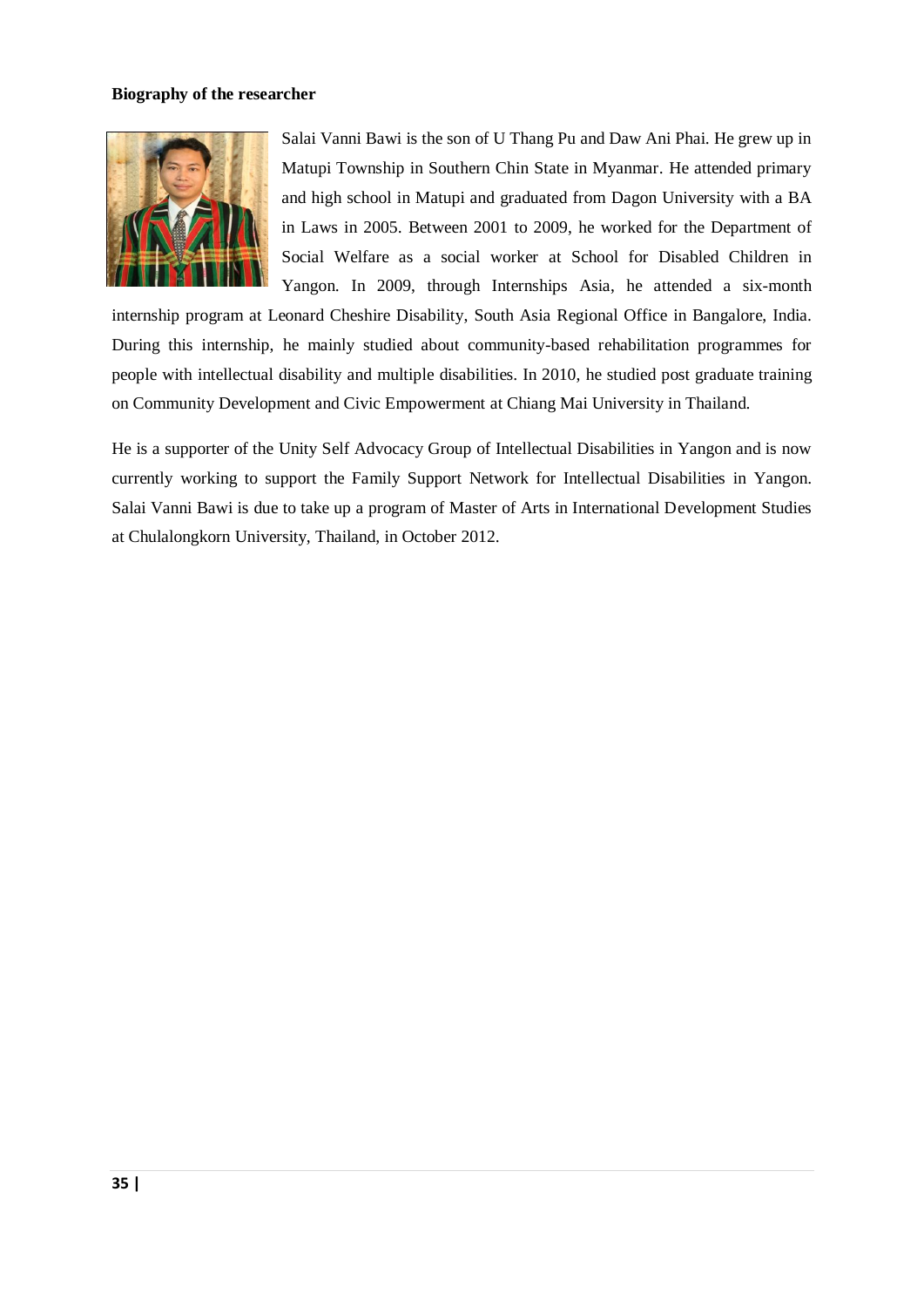**Biography of the researcher**

Salai Vanni Bawi is the son of U Thang Pu and Daw Ani Phai. He grew up in Matupi Township in Southern Chin State in Myanmar. He attended primary and high school in Matupi and graduated from Dagon University with a BA in Laws in 2005. Between 2001 to 2009, he worked for the Department of Social Welfare as a social worker at School for Disabled Children in Yangon. In 2009, through Internships Asia, he attended a six-month internship program at Leonard Cheshire Disability, South Asia Regional Office in Bangalore, India. During this internship, he mainly studied about community-based rehabilitation programmes for people with intellectual disability and multiple disabilities. In 2010, he studied post graduate training on Community Development and Civic Empowerment at Chiang Mai University in Thailand.

He is a supporter of the Unity Self Advocacy Group of Intellectual Disabilities in Yangon and is now currently working to support the Family Support Network for Intellectual Disabilities in Yangon. Salai Vanni Bawi is due to take up a program of Master of Arts in International Development Studies at Chulalongkorn University, Thailand, in October 2012.